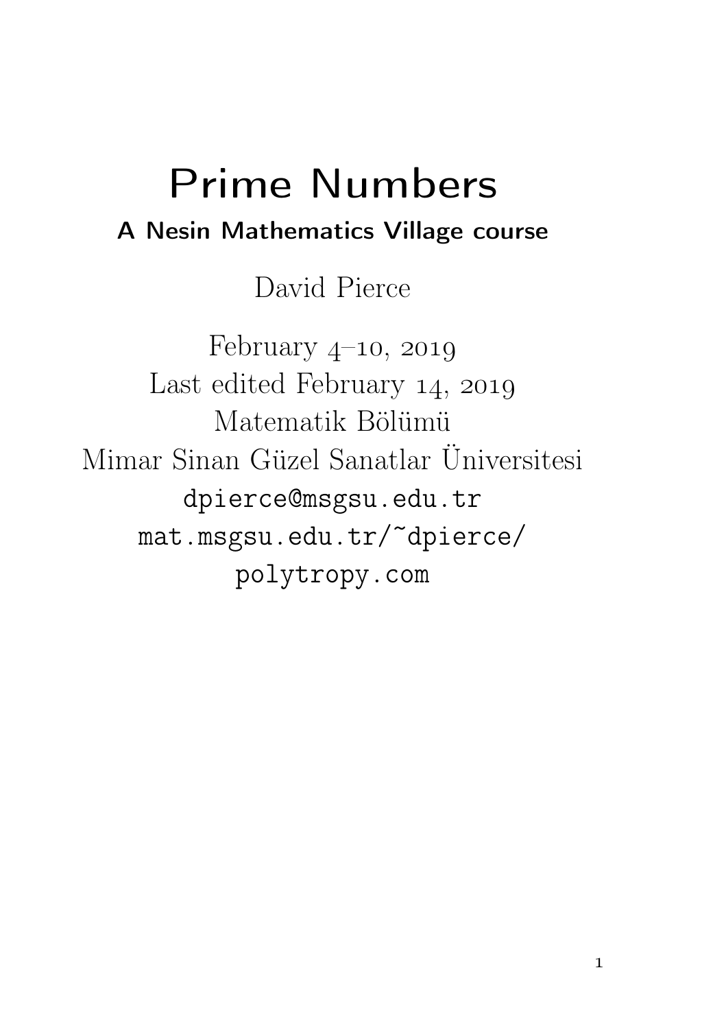# Prime Numbers

**A Nesin Mathematics Village course**

David Pierce

February 4–10, 2019
Last edited February 14, 2019
Matematik Bölümü
Mimar Sinan Güzel Sanatlar Üniversitesi
dpierce@msgsu.edu.tr
mat.msgsu.edu.tr/~dpierce/
polytropy.com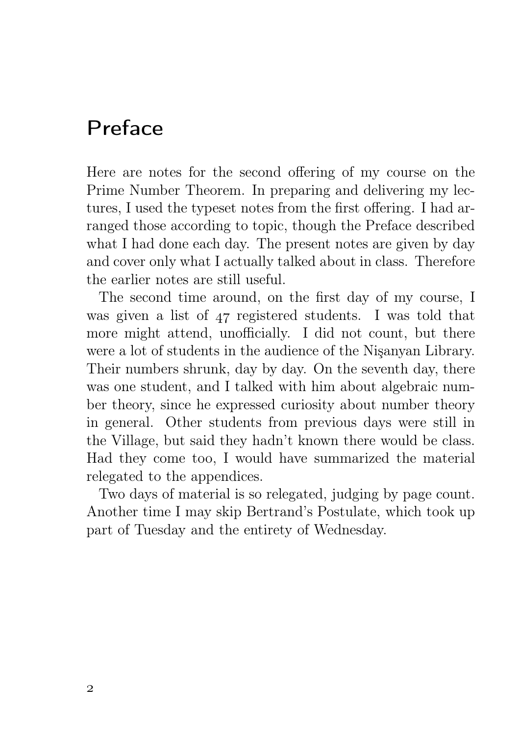# Preface

Here are notes for the second offering of my course on the Prime Number Theorem. In preparing and delivering my lectures, I used the typeset notes from the first offering. I had arranged those according to topic, though the Preface described what I had done each day. The present notes are given by day and cover only what I actually talked about in class. Therefore the earlier notes are still useful.

The second time around, on the first day of my course, I was given a list of 47 registered students. I was told that more might attend, unofficially. I did not count, but there were a lot of students in the audience of the Nişanyan Library. Their numbers shrunk, day by day. On the seventh day, there was one student, and I talked with him about algebraic number theory, since he expressed curiosity about number theory in general. Other students from previous days were still in the Village, but said they hadn't known there would be class. Had they come too, I would have summarized the material relegated to the appendices.

Two days of material is so relegated, judging by page count. Another time I may skip Bertrand's Postulate, which took up part of Tuesday and the entirety of Wednesday.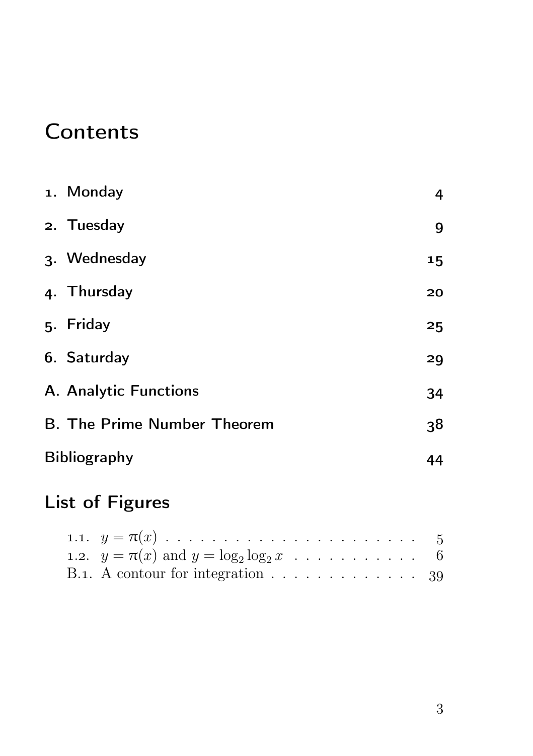# Contents

1. Monday — 4
2. Tuesday — 9
3. Wednesday — 15
4. Thursday — 20
5. Friday — 25
6. Saturday — 29

A. Analytic Functions — 34

B. The Prime Number Theorem — 38

Bibliography — 44

# List of Figures

1.1. $y = \pi(x)$ — 5

1.2. $y = \pi(x)$ and $y = \log_2 \log_2 x$ — 6

B.1. A contour for integration — 39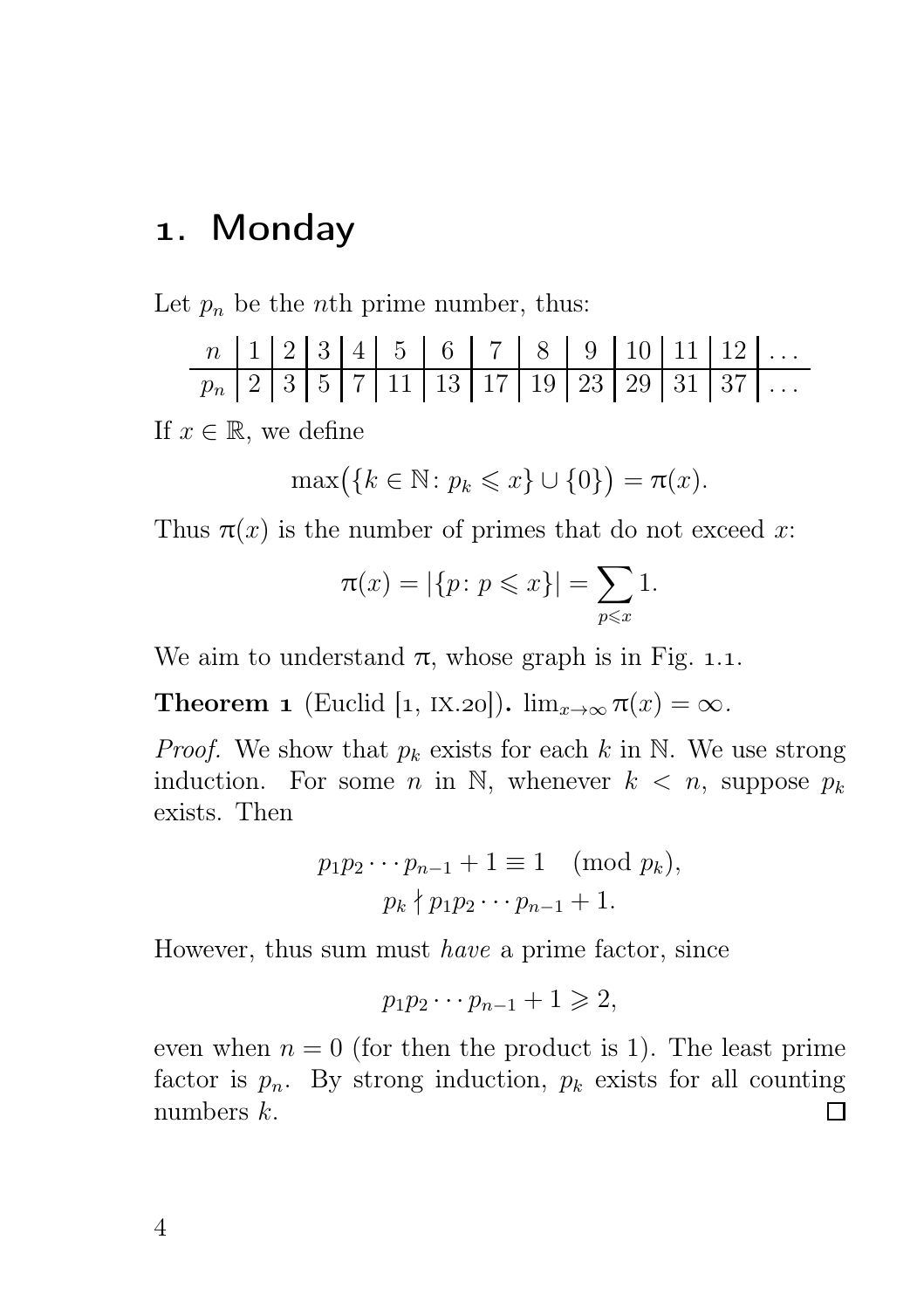# 1. Monday

Let $p_n$ be the $n$th prime number, thus:

| $n$ | 1 | 2 | 3 | 4 | 5 | 6 | 7 | 8 | 9 | 10 | 11 | 12 | ... |
|---|---|---|---|---|---|---|---|---|---|---|---|---|---|
| $p_n$ | 2 | 3 | 5 | 7 | 11 | 13 | 17 | 19 | 23 | 29 | 31 | 37 | ... |

If $x \in \mathbb{R}$, we define

$$\max\bigl(\{k \in \mathbb{N} \colon p_k \leqslant x\} \cup \{0\}\bigr) = \pi(x).$$

Thus $\pi(x)$ is the number of primes that do not exceed $x$:

$$\pi(x) = |\{p \colon p \leqslant x\}| = \sum_{p \leqslant x} 1.$$

We aim to understand $\pi$, whose graph is in Fig. 1.1.

**Theorem 1** (Euclid [1, IX.20]). $\lim_{x\to\infty} \pi(x) = \infty$.

*Proof.* We show that $p_k$ exists for each $k$ in $\mathbb{N}$. We use strong induction. For some $n$ in $\mathbb{N}$, whenever $k < n$, suppose $p_k$ exists. Then

$$p_1 p_2 \cdots p_{n-1} + 1 \equiv 1 \pmod{p_k},$$
$$p_k \nmid p_1 p_2 \cdots p_{n-1} + 1.$$

However, thus sum must *have* a prime factor, since

$$p_1 p_2 \cdots p_{n-1} + 1 \geqslant 2,$$

even when $n = 0$ (for then the product is 1). The least prime factor is $p_n$. By strong induction, $p_k$ exists for all counting numbers $k$. ◻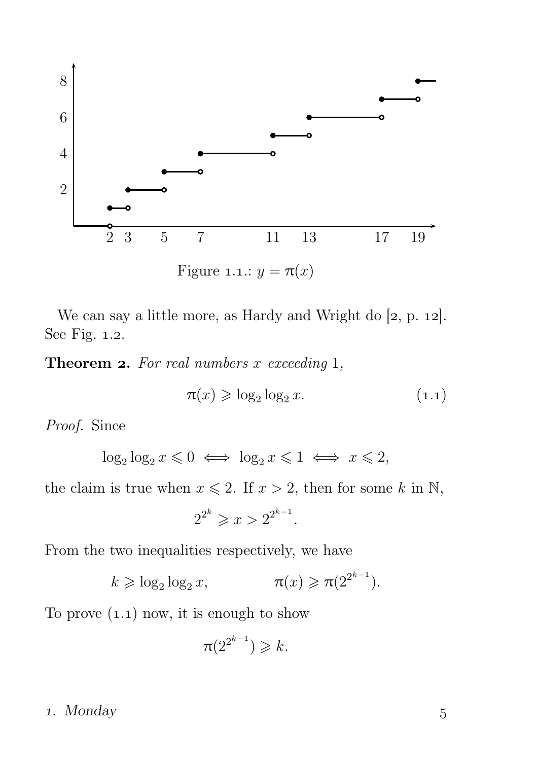Figure 1.1.: $y = \pi(x)$

We can say a little more, as Hardy and Wright do [2, p. 12]. See Fig. 1.2.

**Theorem 2.** *For real numbers $x$ exceeding* 1,

$$\pi(x) \geqslant \log_2 \log_2 x. \tag{1.1}$$

*Proof.* Since

$$\log_2 \log_2 x \leqslant 0 \iff \log_2 x \leqslant 1 \iff x \leqslant 2,$$

the claim is true when $x \leqslant 2$. If $x > 2$, then for some $k$ in $\mathbb{N}$,

$$2^{2^k} \geqslant x > 2^{2^{k-1}}.$$

From the two inequalities respectively, we have

$$k \geqslant \log_2 \log_2 x, \qquad \pi(x) \geqslant \pi(2^{2^{k-1}}).$$

To prove (1.1) now, it is enough to show

$$\pi(2^{2^{k-1}}) \geqslant k.$$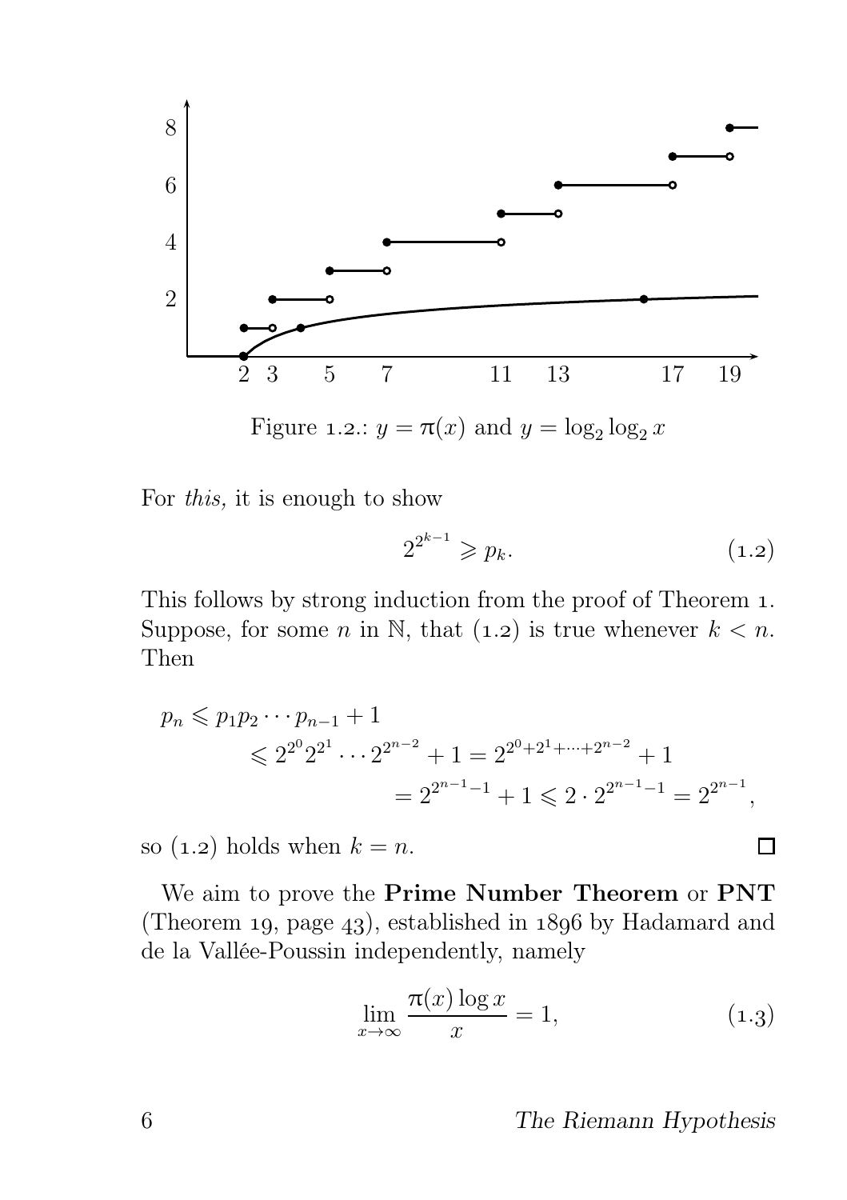Figure 1.2.: $y = \pi(x)$ and $y = \log_2 \log_2 x$

For *this*, it is enough to show

$$2^{2^{k-1}} \geqslant p_k. \tag{1.2}$$

This follows by strong induction from the proof of Theorem 1. Suppose, for some $n$ in $\mathbb{N}$, that (1.2) is true whenever $k < n$. Then

$$\begin{aligned}
p_n &\leqslant p_1 p_2 \cdots p_{n-1} + 1 \\
&\leqslant 2^{2^0} 2^{2^1} \cdots 2^{2^{n-2}} + 1 = 2^{2^0+2^1+\cdots+2^{n-2}} + 1 \\
&= 2^{2^{n-1}-1} + 1 \leqslant 2 \cdot 2^{2^{n-1}-1} = 2^{2^{n-1}},
\end{aligned}$$

so (1.2) holds when $k = n$. □

We aim to prove the **Prime Number Theorem** or **PNT** (Theorem 19, page 43), established in 1896 by Hadamard and de la Vallée-Poussin independently, namely

$$\lim_{x \to \infty} \frac{\pi(x) \log x}{x} = 1, \tag{1.3}$$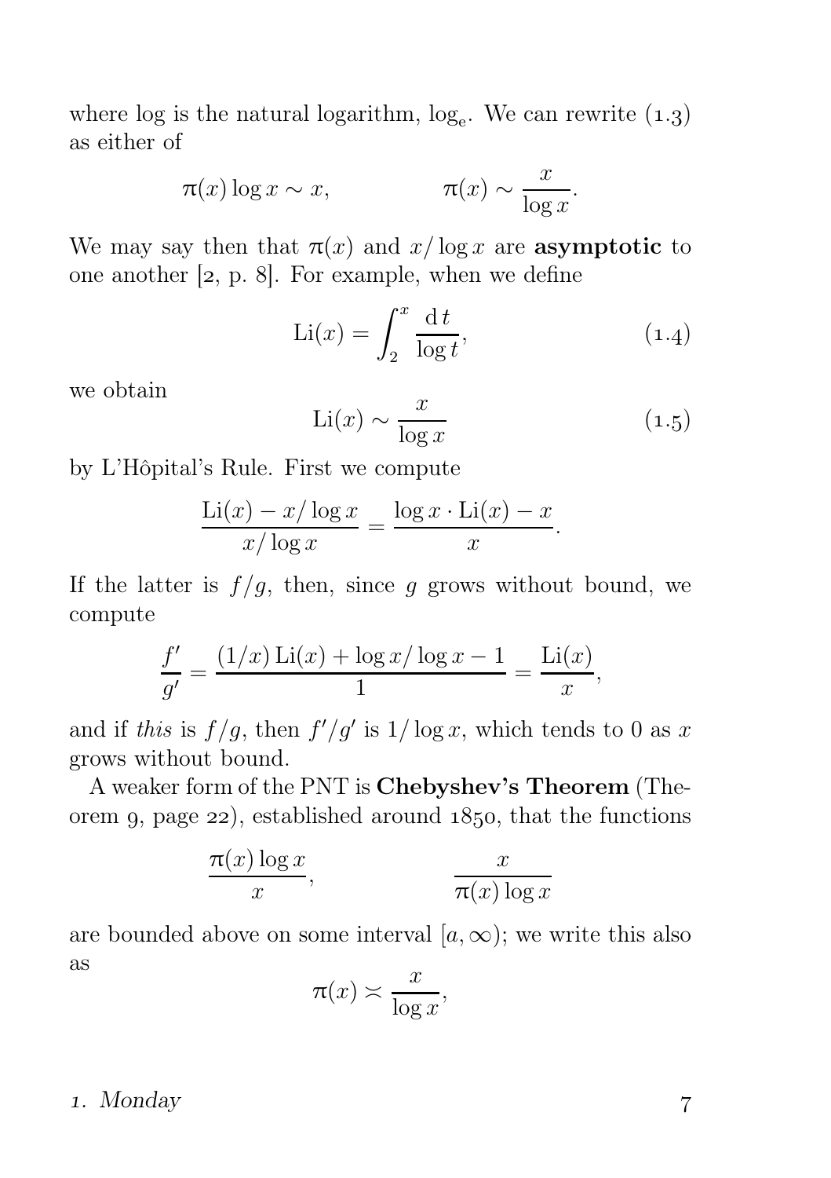where log is the natural logarithm, $\log_e$. We can rewrite (1.3) as either of

$$\pi(x)\log x \sim x, \qquad\qquad \pi(x) \sim \frac{x}{\log x}.$$

We may say then that $\pi(x)$ and $x/\log x$ are **asymptotic** to one another [2, p. 8]. For example, when we define

$$\operatorname{Li}(x) = \int_2^x \frac{\mathrm{d}\,t}{\log t}, \tag{1.4}$$

we obtain

$$\operatorname{Li}(x) \sim \frac{x}{\log x} \tag{1.5}$$

by L'Hôpital's Rule. First we compute

$$\frac{\operatorname{Li}(x) - x/\log x}{x/\log x} = \frac{\log x \cdot \operatorname{Li}(x) - x}{x}.$$

If the latter is $f/g$, then, since $g$ grows without bound, we compute

$$\frac{f'}{g'} = \frac{(1/x)\operatorname{Li}(x) + \log x/\log x - 1}{1} = \frac{\operatorname{Li}(x)}{x},$$

and if *this* is $f/g$, then $f'/g'$ is $1/\log x$, which tends to 0 as $x$ grows without bound.

A weaker form of the PNT is **Chebyshev's Theorem** (Theorem 9, page 22), established around 1850, that the functions

$$\frac{\pi(x)\log x}{x}, \qquad\qquad \frac{x}{\pi(x)\log x}$$

are bounded above on some interval $[a,\infty)$; we write this also as

$$\pi(x) \asymp \frac{x}{\log x},$$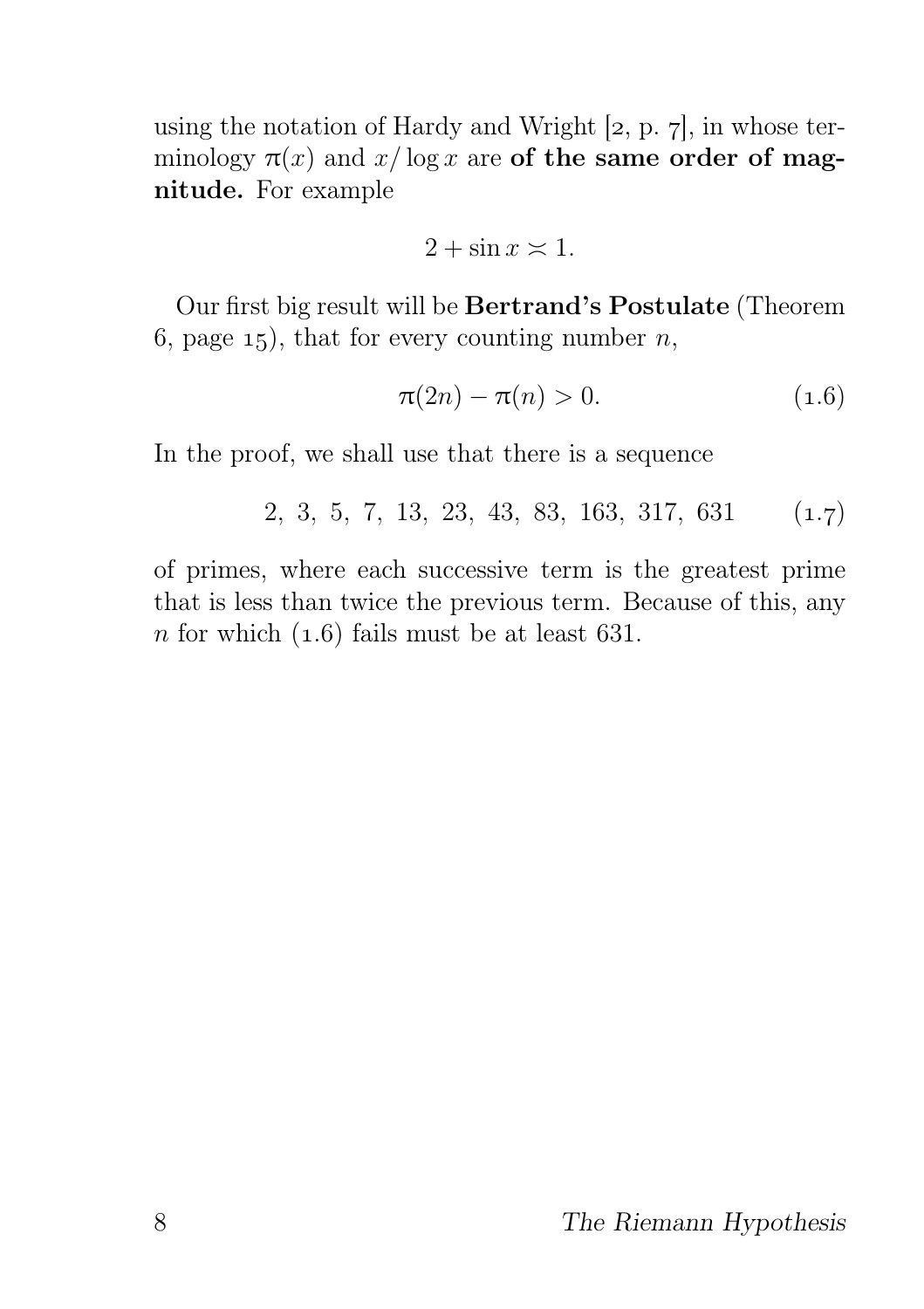using the notation of Hardy and Wright [2, p. 7], in whose terminology $\pi(x)$ and $x/\log x$ are **of the same order of magnitude.** For example

$$2 + \sin x \asymp 1.$$

Our first big result will be **Bertrand's Postulate** (Theorem 6, page 15), that for every counting number $n$,

$$\pi(2n) - \pi(n) > 0. \tag{1.6}$$

In the proof, we shall use that there is a sequence

$$2,\ 3,\ 5,\ 7,\ 13,\ 23,\ 43,\ 83,\ 163,\ 317,\ 631 \tag{1.7}$$

of primes, where each successive term is the greatest prime that is less than twice the previous term. Because of this, any $n$ for which (1.6) fails must be at least 631.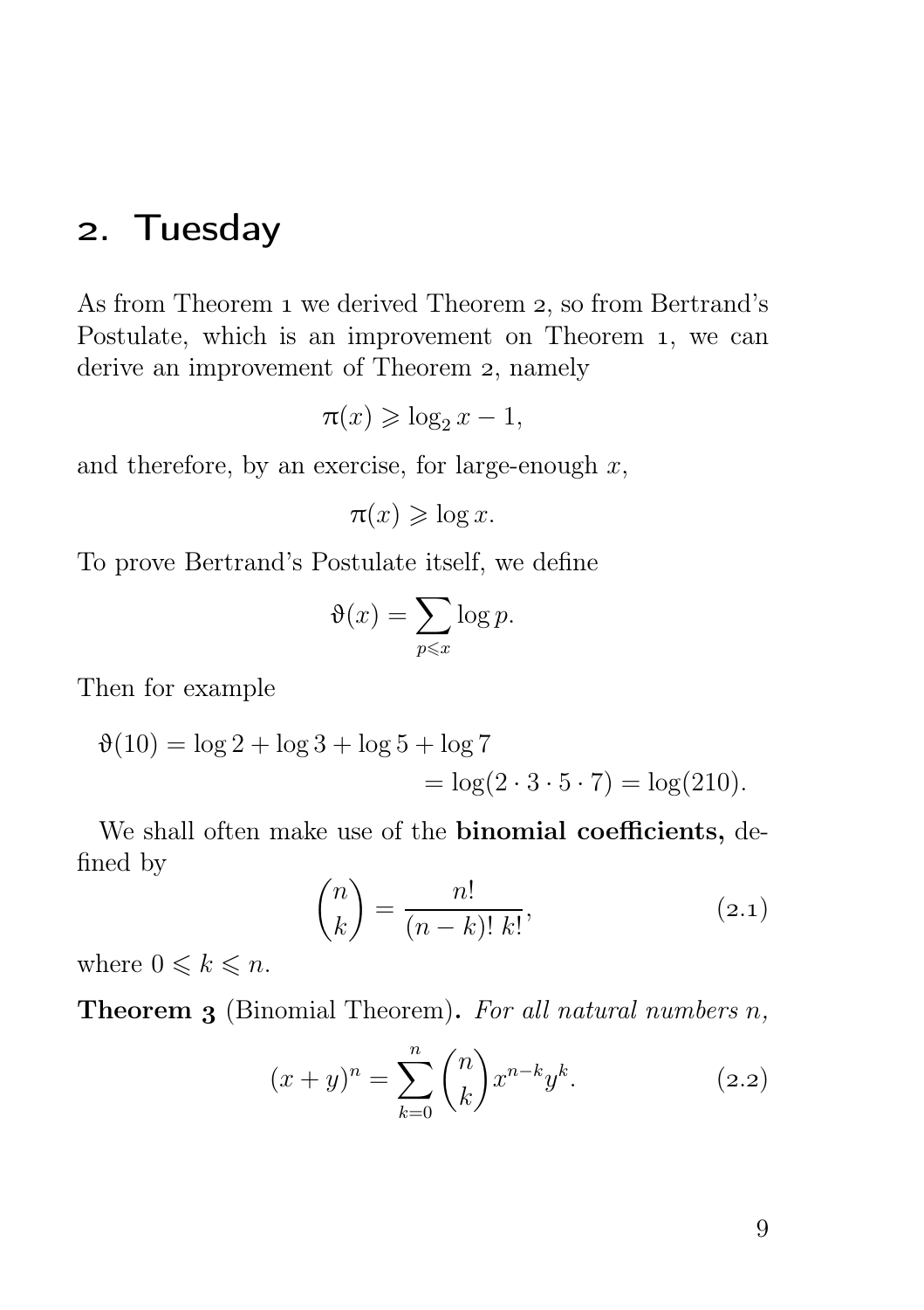# 2. Tuesday

As from Theorem 1 we derived Theorem 2, so from Bertrand's Postulate, which is an improvement on Theorem 1, we can derive an improvement of Theorem 2, namely

$$\pi(x) \geqslant \log_2 x - 1,$$

and therefore, by an exercise, for large-enough $x$,

$$\pi(x) \geqslant \log x.$$

To prove Bertrand's Postulate itself, we define

$$\vartheta(x) = \sum_{p \leqslant x} \log p.$$

Then for example

$$\begin{aligned} \vartheta(10) &= \log 2 + \log 3 + \log 5 + \log 7 \\ &= \log(2 \cdot 3 \cdot 5 \cdot 7) = \log(210). \end{aligned}$$

We shall often make use of the **binomial coefficients,** defined by

$$\binom{n}{k} = \frac{n!}{(n-k)!\,k!}, \tag{2.1}$$

where $0 \leqslant k \leqslant n$.

**Theorem 3** (Binomial Theorem)**.** *For all natural numbers $n$,*

$$(x+y)^n = \sum_{k=0}^{n} \binom{n}{k} x^{n-k} y^k. \tag{2.2}$$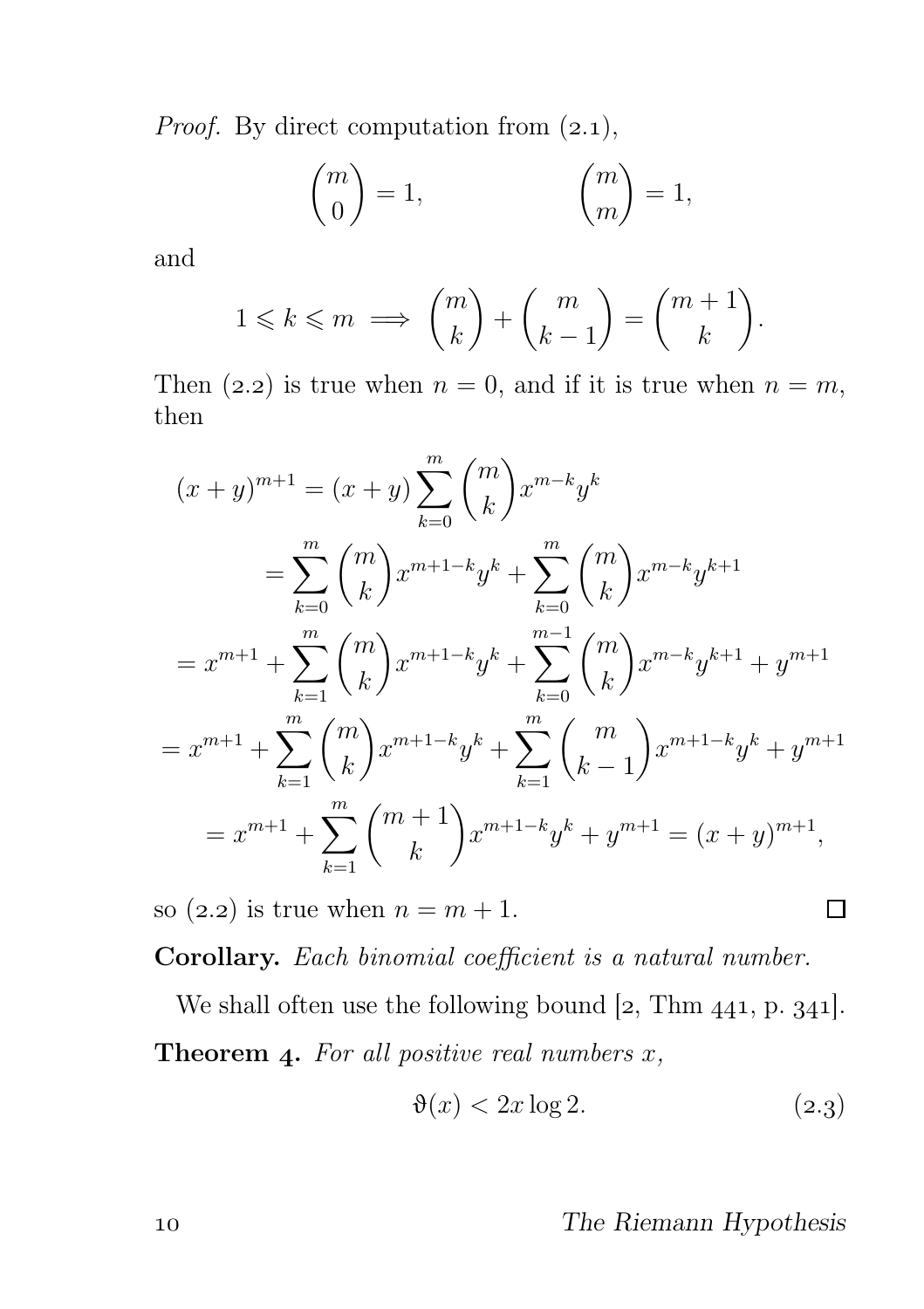*Proof.* By direct computation from (2.1),

$$\binom{m}{0} = 1, \qquad\qquad \binom{m}{m} = 1,$$

and

$$1 \leqslant k \leqslant m \implies \binom{m}{k} + \binom{m}{k-1} = \binom{m+1}{k}.$$

Then (2.2) is true when $n = 0$, and if it is true when $n = m$, then

$$\begin{aligned}
(x+y)^{m+1} &= (x+y)\sum_{k=0}^{m}\binom{m}{k}x^{m-k}y^k \\
&= \sum_{k=0}^{m}\binom{m}{k}x^{m+1-k}y^k + \sum_{k=0}^{m}\binom{m}{k}x^{m-k}y^{k+1} \\
&= x^{m+1} + \sum_{k=1}^{m}\binom{m}{k}x^{m+1-k}y^k + \sum_{k=0}^{m-1}\binom{m}{k}x^{m-k}y^{k+1} + y^{m+1} \\
&= x^{m+1} + \sum_{k=1}^{m}\binom{m}{k}x^{m+1-k}y^k + \sum_{k=1}^{m}\binom{m}{k-1}x^{m+1-k}y^k + y^{m+1} \\
&= x^{m+1} + \sum_{k=1}^{m}\binom{m+1}{k}x^{m+1-k}y^k + y^{m+1} = (x+y)^{m+1},
\end{aligned}$$

so (2.2) is true when $n = m + 1$. □

**Corollary.** *Each binomial coefficient is a natural number.*

We shall often use the following bound [2, Thm 441, p. 341].

**Theorem 4.** *For all positive real numbers $x$,*

$$\vartheta(x) < 2x\log 2. \tag{2.3}$$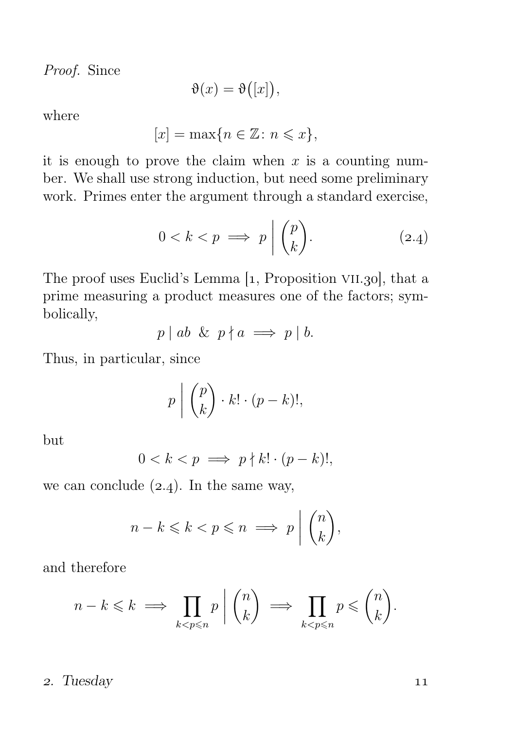*Proof.* Since

$$\vartheta(x) = \vartheta\bigl([x]\bigr),$$

where

$$[x] = \max\{n \in \mathbb{Z} \colon n \leqslant x\},$$

it is enough to prove the claim when $x$ is a counting number. We shall use strong induction, but need some preliminary work. Primes enter the argument through a standard exercise,

$$0 < k < p \implies p \biggm| \binom{p}{k}. \tag{2.4}$$

The proof uses Euclid's Lemma [1, Proposition VII.30], that a prime measuring a product measures one of the factors; symbolically,

$$p \mid ab \;\;\&\;\; p \nmid a \implies p \mid b.$$

Thus, in particular, since

$$p \biggm| \binom{p}{k} \cdot k! \cdot (p-k)!,$$

but

$$0 < k < p \implies p \nmid k! \cdot (p-k)!,$$

we can conclude (2.4). In the same way,

$$n - k \leqslant k < p \leqslant n \implies p \biggm| \binom{n}{k},$$

and therefore

$$n - k \leqslant k \implies \prod_{k<p\leqslant n} p \biggm| \binom{n}{k} \implies \prod_{k<p\leqslant n} p \leqslant \binom{n}{k}.$$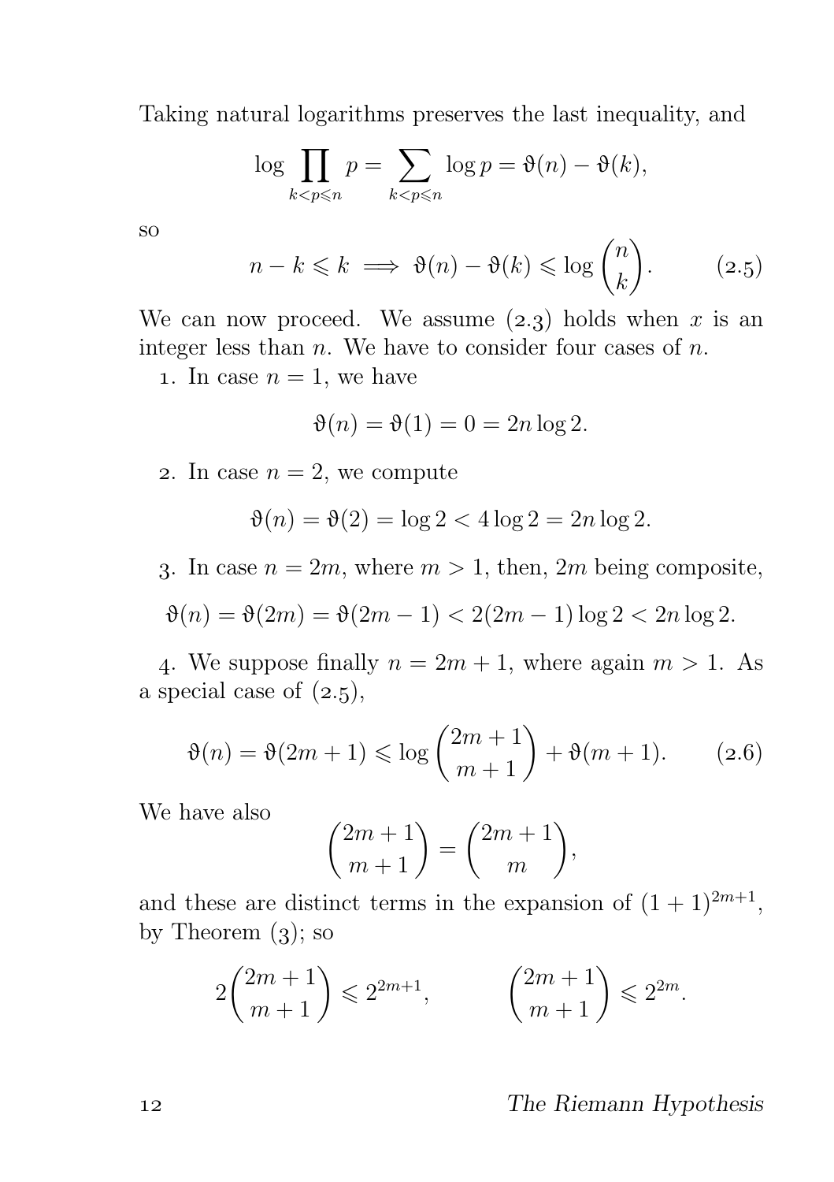Taking natural logarithms preserves the last inequality, and

$$\log \prod_{k<p\leqslant n} p = \sum_{k<p\leqslant n} \log p = \vartheta(n) - \vartheta(k),$$

so

$$n - k \leqslant k \implies \vartheta(n) - \vartheta(k) \leqslant \log \binom{n}{k}. \qquad (2.5)$$

We can now proceed. We assume (2.3) holds when $x$ is an integer less than $n$. We have to consider four cases of $n$.

1. In case $n = 1$, we have

$$\vartheta(n) = \vartheta(1) = 0 = 2n \log 2.$$

2. In case $n = 2$, we compute

$$\vartheta(n) = \vartheta(2) = \log 2 < 4 \log 2 = 2n \log 2.$$

3. In case $n = 2m$, where $m > 1$, then, $2m$ being composite,

$$\vartheta(n) = \vartheta(2m) = \vartheta(2m-1) < 2(2m-1)\log 2 < 2n \log 2.$$

4. We suppose finally $n = 2m + 1$, where again $m > 1$. As a special case of (2.5),

$$\vartheta(n) = \vartheta(2m+1) \leqslant \log \binom{2m+1}{m+1} + \vartheta(m+1). \qquad (2.6)$$

We have also

$$\binom{2m+1}{m+1} = \binom{2m+1}{m},$$

and these are distinct terms in the expansion of $(1+1)^{2m+1}$, by Theorem (3); so

$$2\binom{2m+1}{m+1} \leqslant 2^{2m+1}, \qquad \binom{2m+1}{m+1} \leqslant 2^{2m}.$$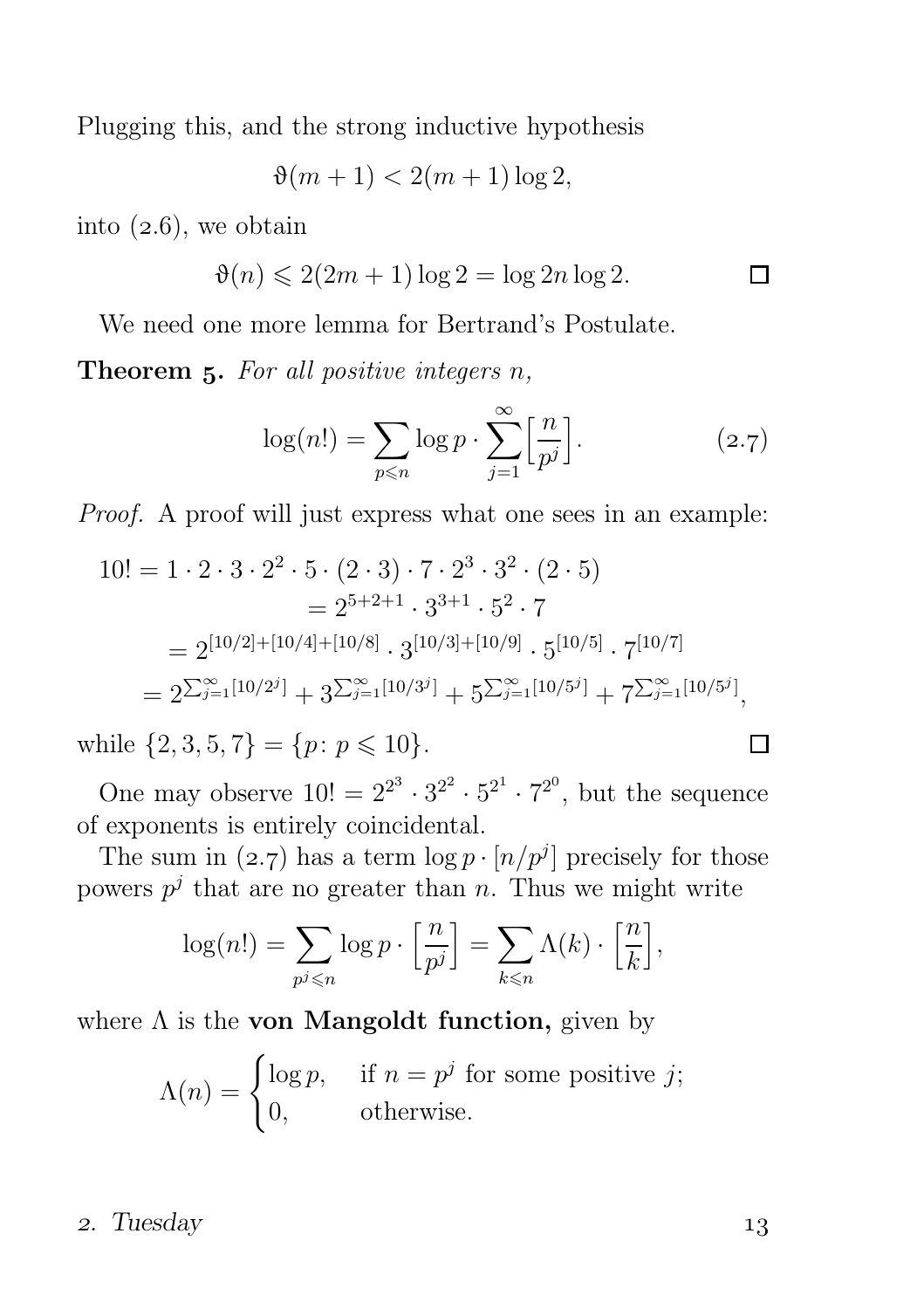Plugging this, and the strong inductive hypothesis

$$\vartheta(m+1) < 2(m+1)\log 2,$$

into (2.6), we obtain

$$\vartheta(n) \leqslant 2(2m+1)\log 2 = \log 2n \log 2. \qquad \square$$

We need one more lemma for Bertrand's Postulate.

**Theorem 5.** *For all positive integers $n$,*

$$\log(n!) = \sum_{p \leqslant n} \log p \cdot \sum_{j=1}^{\infty} \Big[\frac{n}{p^j}\Big]. \tag{2.7}$$

*Proof.* A proof will just express what one sees in an example:

$$
\begin{aligned}
10! = 1 \cdot 2 \cdot 3 \cdot 2^2 \cdot 5 \cdot (2 \cdot 3) \cdot 7 \cdot 2^3 \cdot 3^2 \cdot (2 \cdot 5)& \\
= 2^{5+2+1} \cdot 3^{3+1} \cdot 5^2 \cdot 7& \\
= 2^{[10/2]+[10/4]+[10/8]} \cdot 3^{[10/3]+[10/9]} \cdot 5^{[10/5]} \cdot 7^{[10/7]}& \\
= 2^{\sum_{j=1}^{\infty}[10/2^j]} + 3^{\sum_{j=1}^{\infty}[10/3^j]} + 5^{\sum_{j=1}^{\infty}[10/5^j]} + 7^{\sum_{j=1}^{\infty}[10/5^j]}&,
\end{aligned}
$$

while $\{2, 3, 5, 7\} = \{p \colon p \leqslant 10\}$. $\square$

One may observe $10! = 2^{2^3} \cdot 3^{2^2} \cdot 5^{2^1} \cdot 7^{2^0}$, but the sequence of exponents is entirely coincidental.

The sum in (2.7) has a term $\log p \cdot [n/p^j]$ precisely for those powers $p^j$ that are no greater than $n$. Thus we might write

$$\log(n!) = \sum_{p^j \leqslant n} \log p \cdot \Big[\frac{n}{p^j}\Big] = \sum_{k \leqslant n} \Lambda(k) \cdot \Big[\frac{n}{k}\Big],$$

where $\Lambda$ is the **von Mangoldt function,** given by

$$\Lambda(n) = \begin{cases} \log p, & \text{if } n = p^j \text{ for some positive } j; \\ 0, & \text{otherwise.} \end{cases}$$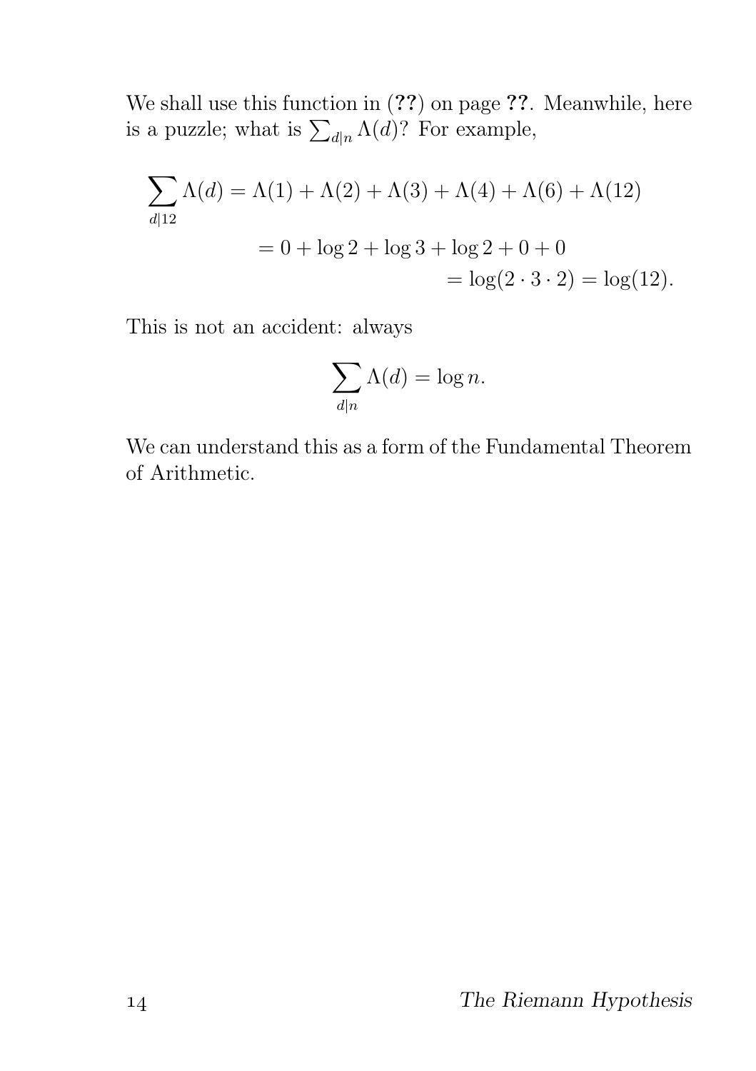We shall use this function in (**??**) on page **??**. Meanwhile, here is a puzzle; what is $\sum_{d|n} \Lambda(d)$? For example,

$$\begin{aligned}
\sum_{d|12} \Lambda(d) &= \Lambda(1) + \Lambda(2) + \Lambda(3) + \Lambda(4) + \Lambda(6) + \Lambda(12) \\
&= 0 + \log 2 + \log 3 + \log 2 + 0 + 0 \\
&= \log(2 \cdot 3 \cdot 2) = \log(12).
\end{aligned}$$

This is not an accident: always

$$\sum_{d|n} \Lambda(d) = \log n.$$

We can understand this as a form of the Fundamental Theorem of Arithmetic.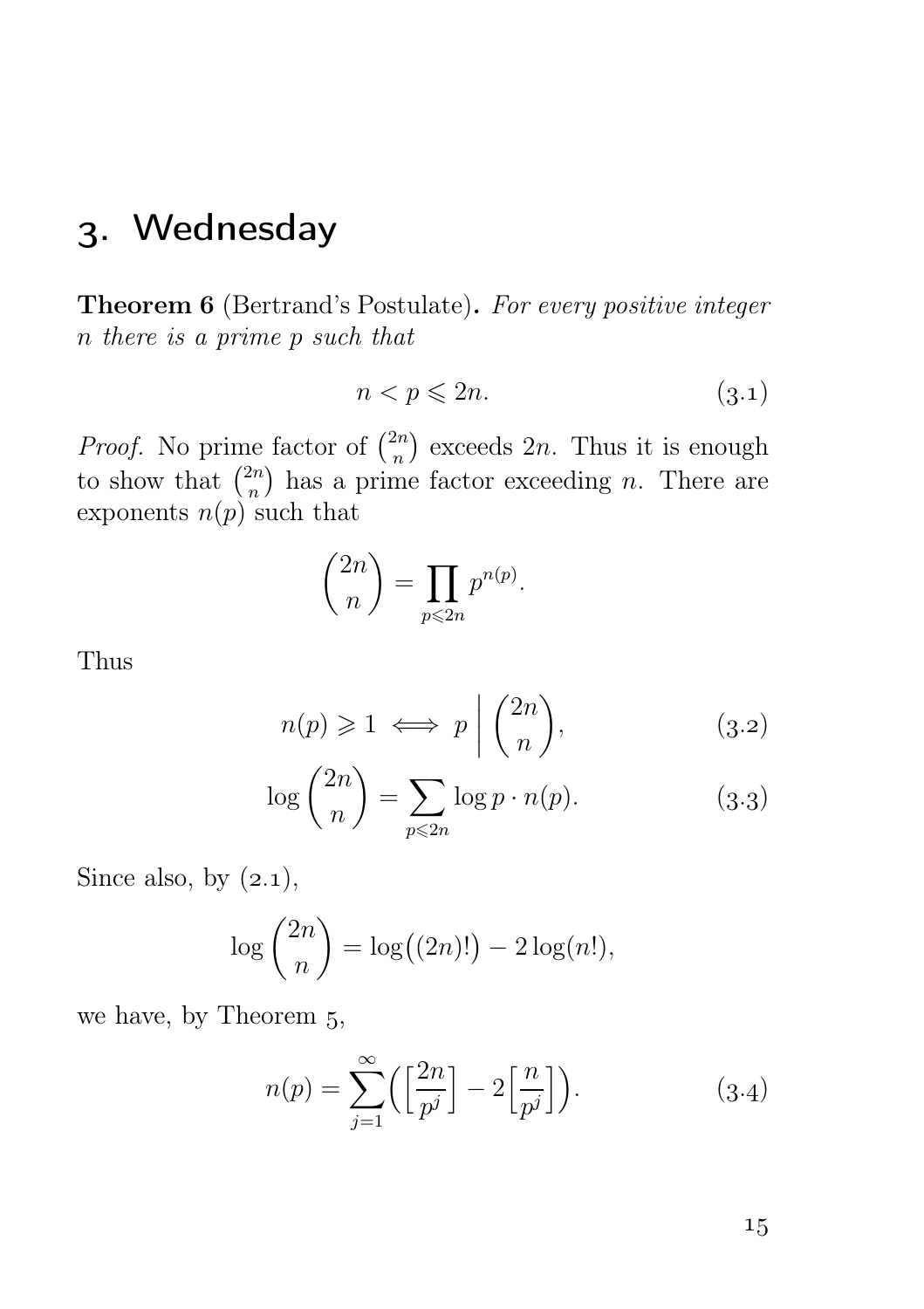# 3. Wednesday

**Theorem 6** (Bertrand's Postulate)**.** *For every positive integer $n$ there is a prime $p$ such that*

$$n < p \leqslant 2n. \tag{3.1}$$

*Proof.* No prime factor of $\binom{2n}{n}$ exceeds $2n$. Thus it is enough to show that $\binom{2n}{n}$ has a prime factor exceeding $n$. There are exponents $n(p)$ such that

$$\binom{2n}{n} = \prod_{p \leqslant 2n} p^{n(p)}.$$

Thus

$$n(p) \geqslant 1 \iff p \;\Bigg|\; \binom{2n}{n}, \tag{3.2}$$

$$\log \binom{2n}{n} = \sum_{p \leqslant 2n} \log p \cdot n(p). \tag{3.3}$$

Since also, by (2.1),

$$\log \binom{2n}{n} = \log\bigl((2n)!\bigr) - 2\log(n!),$$

we have, by Theorem 5,

$$n(p) = \sum_{j=1}^{\infty} \Bigl( \Bigl[\frac{2n}{p^j}\Bigr] - 2\Bigl[\frac{n}{p^j}\Bigr] \Bigr). \tag{3.4}$$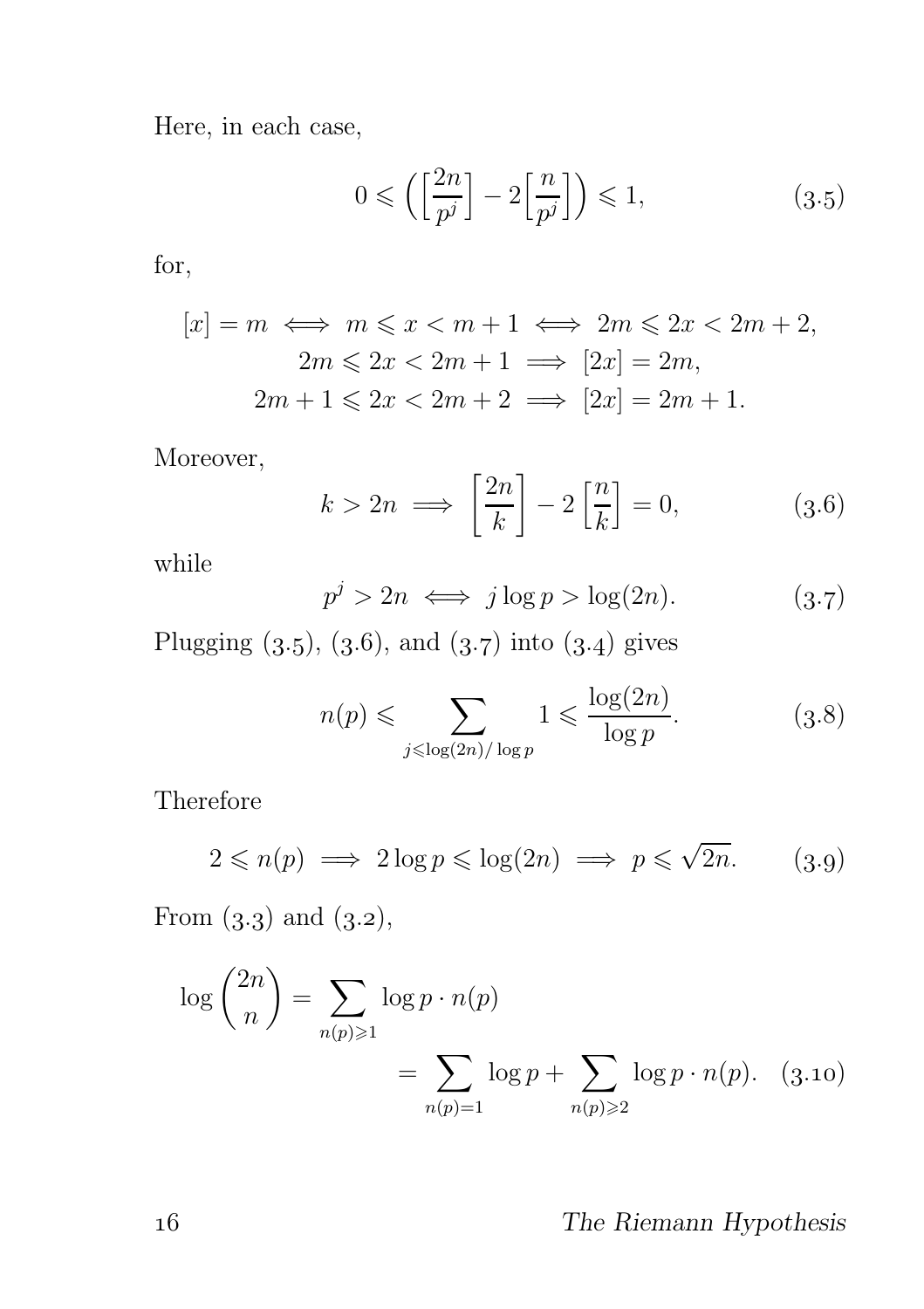Here, in each case,

$$0 \leqslant \left( \left[\frac{2n}{p^j}\right] - 2\left[\frac{n}{p^j}\right] \right) \leqslant 1, \tag{3.5}$$

for,

$$\begin{gathered}
[x] = m \iff m \leqslant x < m+1 \iff 2m \leqslant 2x < 2m+2, \\
2m \leqslant 2x < 2m+1 \implies [2x] = 2m, \\
2m+1 \leqslant 2x < 2m+2 \implies [2x] = 2m+1.
\end{gathered}$$

Moreover,

$$k > 2n \implies \left[\frac{2n}{k}\right] - 2\left[\frac{n}{k}\right] = 0, \tag{3.6}$$

while

$$p^j > 2n \iff j \log p > \log(2n). \tag{3.7}$$

Plugging (3.5), (3.6), and (3.7) into (3.4) gives

$$n(p) \leqslant \sum_{j \leqslant \log(2n)/\log p} 1 \leqslant \frac{\log(2n)}{\log p}. \tag{3.8}$$

Therefore

$$2 \leqslant n(p) \implies 2 \log p \leqslant \log(2n) \implies p \leqslant \sqrt{2n}. \tag{3.9}$$

From (3.3) and (3.2),

$$\begin{aligned}
\log \binom{2n}{n} &= \sum_{n(p) \geqslant 1} \log p \cdot n(p) \\
&= \sum_{n(p)=1} \log p + \sum_{n(p) \geqslant 2} \log p \cdot n(p).
\end{aligned} \tag{3.10}$$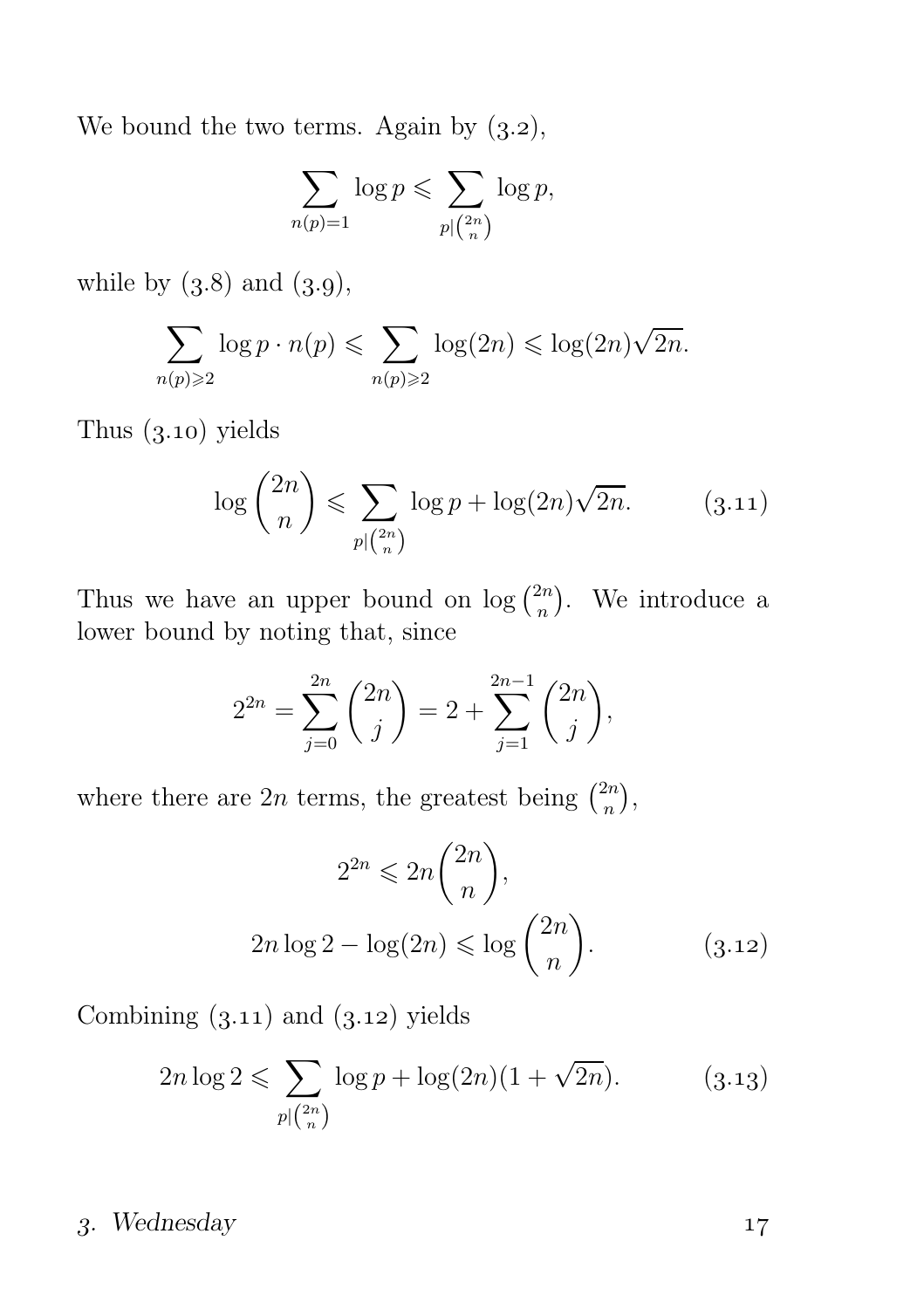We bound the two terms. Again by (3.2),

$$\sum_{n(p)=1} \log p \leqslant \sum_{p \mid \binom{2n}{n}} \log p,$$

while by (3.8) and (3.9),

$$\sum_{n(p)\geqslant 2} \log p \cdot n(p) \leqslant \sum_{n(p)\geqslant 2} \log(2n) \leqslant \log(2n)\sqrt{2n}.$$

Thus (3.10) yields

$$\log \binom{2n}{n} \leqslant \sum_{p \mid \binom{2n}{n}} \log p + \log(2n)\sqrt{2n}. \tag{3.11}$$

Thus we have an upper bound on $\log \binom{2n}{n}$. We introduce a lower bound by noting that, since

$$2^{2n} = \sum_{j=0}^{2n} \binom{2n}{j} = 2 + \sum_{j=1}^{2n-1} \binom{2n}{j},$$

where there are $2n$ terms, the greatest being $\binom{2n}{n}$,

$$2^{2n} \leqslant 2n\binom{2n}{n},$$

$$2n \log 2 - \log(2n) \leqslant \log \binom{2n}{n}. \tag{3.12}$$

Combining (3.11) and (3.12) yields

$$2n \log 2 \leqslant \sum_{p \mid \binom{2n}{n}} \log p + \log(2n)(1 + \sqrt{2n}). \tag{3.13}$$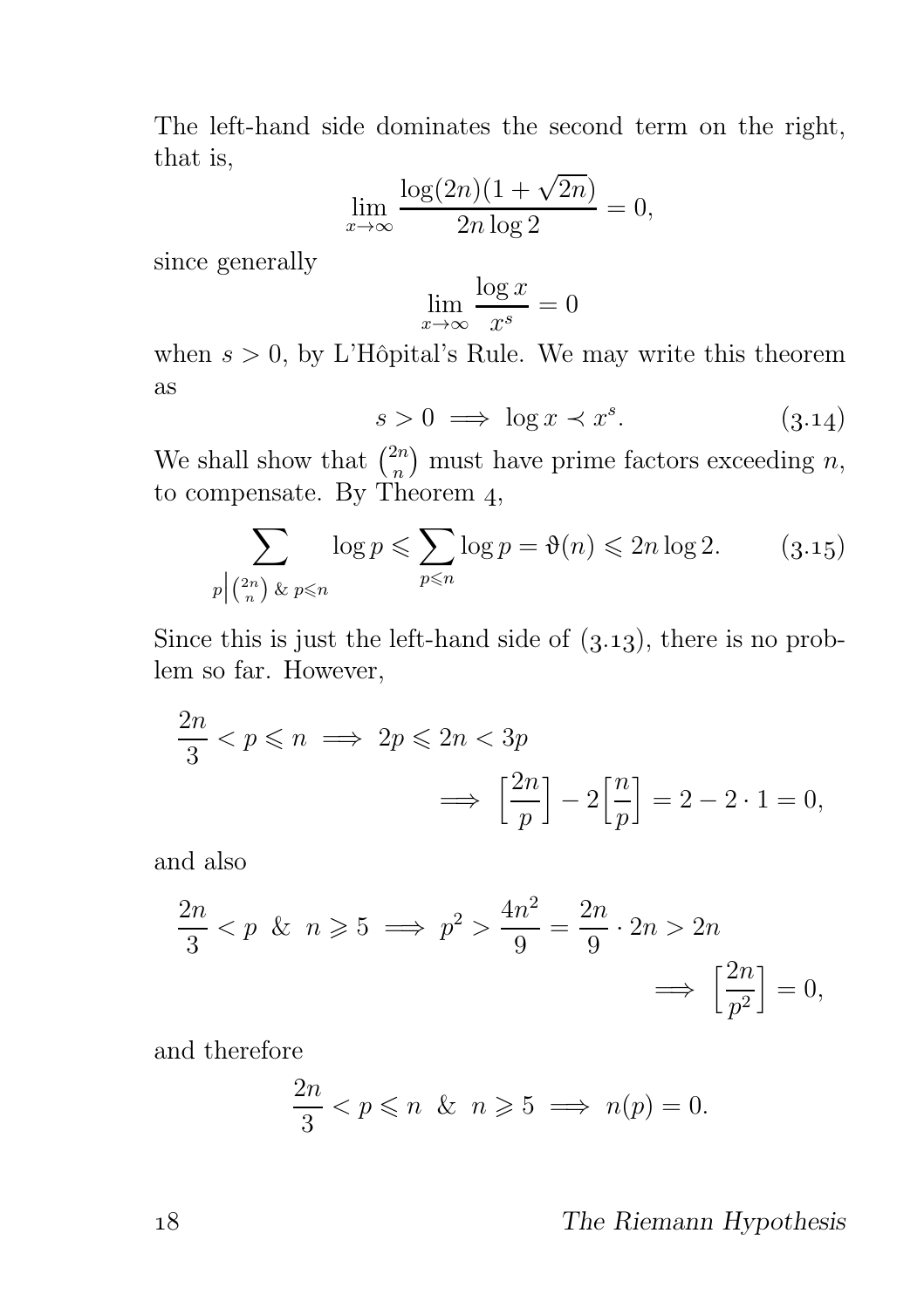The left-hand side dominates the second term on the right, that is,

$$\lim_{x\to\infty} \frac{\log(2n)(1+\sqrt{2n})}{2n\log 2} = 0,$$

since generally

$$\lim_{x\to\infty} \frac{\log x}{x^s} = 0$$

when $s > 0$, by L'Hôpital's Rule. We may write this theorem as

$$s > 0 \implies \log x \prec x^s. \tag{3.14}$$

We shall show that $\binom{2n}{n}$ must have prime factors exceeding $n$, to compensate. By Theorem 4,

$$\sum_{p \left| \binom{2n}{n} \right. \,\&\, p\leqslant n} \log p \leqslant \sum_{p\leqslant n} \log p = \vartheta(n) \leqslant 2n\log 2. \tag{3.15}$$

Since this is just the left-hand side of (3.13), there is no problem so far. However,

$$\frac{2n}{3} < p \leqslant n \implies 2p \leqslant 2n < 3p$$
$$\implies \left[\frac{2n}{p}\right] - 2\left[\frac{n}{p}\right] = 2 - 2\cdot 1 = 0,$$

and also

$$\frac{2n}{3} < p \;\&\; n \geqslant 5 \implies p^2 > \frac{4n^2}{9} = \frac{2n}{9}\cdot 2n > 2n$$
$$\implies \left[\frac{2n}{p^2}\right] = 0,$$

and therefore

$$\frac{2n}{3} < p \leqslant n \;\&\; n \geqslant 5 \implies n(p) = 0.$$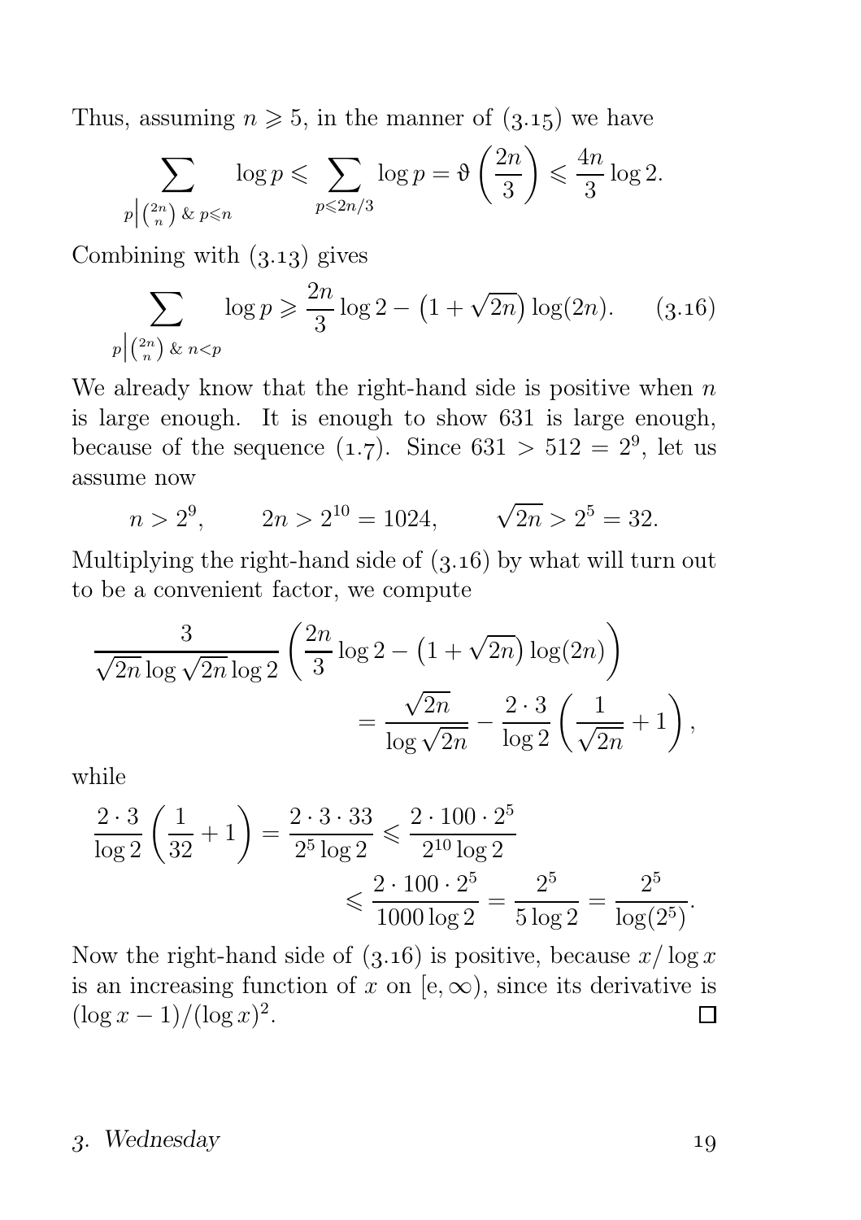Thus, assuming $n \geqslant 5$, in the manner of (3.15) we have

$$\sum_{p \left| \binom{2n}{n} \,\&\, p \leqslant n\right.} \log p \leqslant \sum_{p \leqslant 2n/3} \log p = \vartheta\left(\frac{2n}{3}\right) \leqslant \frac{4n}{3} \log 2.$$

Combining with (3.13) gives

$$\sum_{p \left| \binom{2n}{n} \,\&\, n<p\right.} \log p \geqslant \frac{2n}{3} \log 2 - \left(1 + \sqrt{2n}\right) \log(2n). \qquad (3.16)$$

We already know that the right-hand side is positive when $n$ is large enough. It is enough to show 631 is large enough, because of the sequence (1.7). Since $631 > 512 = 2^9$, let us assume now

$$n > 2^9, \qquad 2n > 2^{10} = 1024, \qquad \sqrt{2n} > 2^5 = 32.$$

Multiplying the right-hand side of (3.16) by what will turn out to be a convenient factor, we compute

$$\frac{3}{\sqrt{2n} \log \sqrt{2n} \log 2} \left(\frac{2n}{3} \log 2 - \left(1 + \sqrt{2n}\right) \log(2n)\right) = \frac{\sqrt{2n}}{\log \sqrt{2n}} - \frac{2 \cdot 3}{\log 2}\left(\frac{1}{\sqrt{2n}} + 1\right),$$

while

$$\frac{2 \cdot 3}{\log 2}\left(\frac{1}{32} + 1\right) = \frac{2 \cdot 3 \cdot 33}{2^5 \log 2} \leqslant \frac{2 \cdot 100 \cdot 2^5}{2^{10} \log 2} \leqslant \frac{2 \cdot 100 \cdot 2^5}{1000 \log 2} = \frac{2^5}{5 \log 2} = \frac{2^5}{\log(2^5)}.$$

Now the right-hand side of (3.16) is positive, because $x/\log x$ is an increasing function of $x$ on $[\mathrm{e}, \infty)$, since its derivative is $(\log x - 1)/(\log x)^2$. □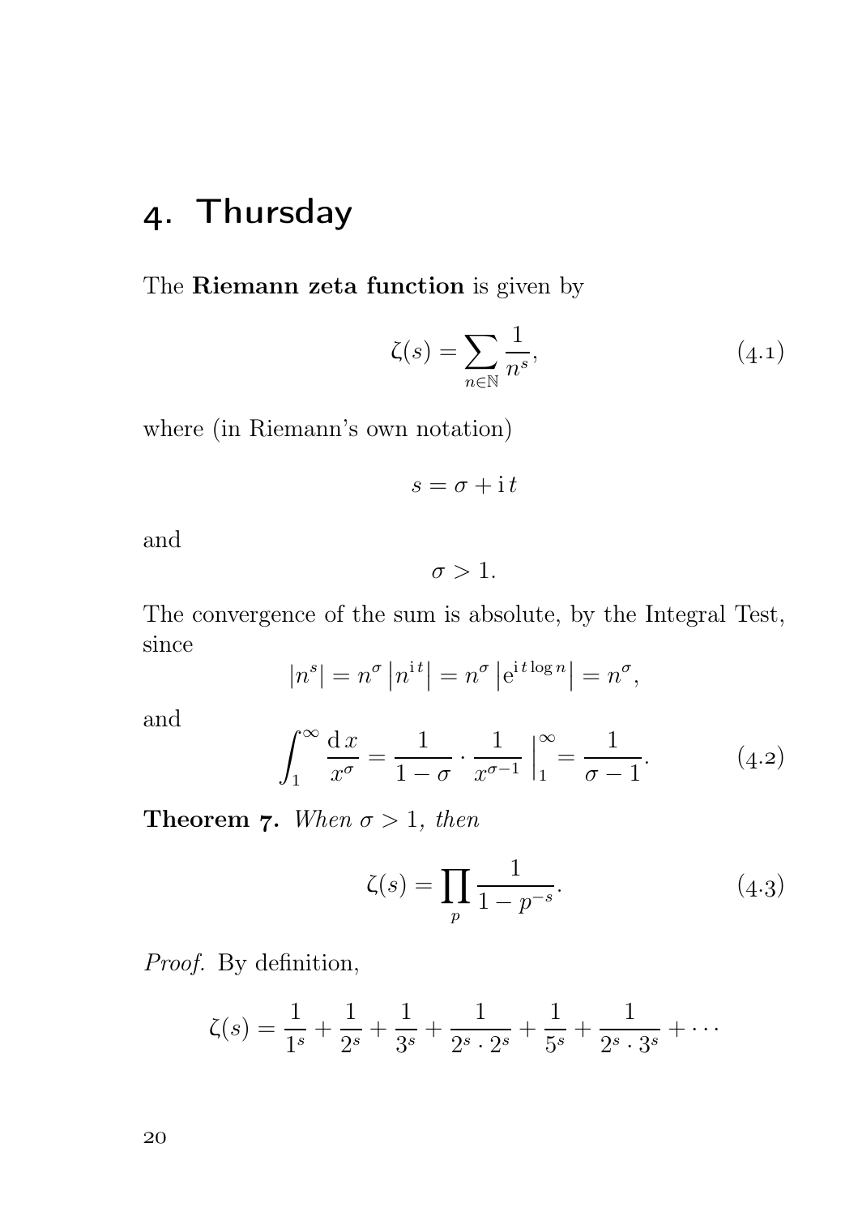# 4. Thursday

The **Riemann zeta function** is given by

$$\zeta(s) = \sum_{n \in \mathbb{N}} \frac{1}{n^s}, \tag{4.1}$$

where (in Riemann's own notation)

$$s = \sigma + \mathrm{i}\, t$$

and

$$\sigma > 1.$$

The convergence of the sum is absolute, by the Integral Test, since

$$|n^s| = n^\sigma \left|n^{\mathrm{i}\, t}\right| = n^\sigma \left|\mathrm{e}^{\mathrm{i}\, t \log n}\right| = n^\sigma,$$

and

$$\int_1^\infty \frac{\mathrm{d}\, x}{x^\sigma} = \frac{1}{1-\sigma} \cdot \frac{1}{x^{\sigma-1}} \Big|_1^\infty = \frac{1}{\sigma - 1}. \tag{4.2}$$

**Theorem 7.** *When $\sigma > 1$, then*

$$\zeta(s) = \prod_p \frac{1}{1 - p^{-s}}. \tag{4.3}$$

*Proof.* By definition,

$$\zeta(s) = \frac{1}{1^s} + \frac{1}{2^s} + \frac{1}{3^s} + \frac{1}{2^s \cdot 2^s} + \frac{1}{5^s} + \frac{1}{2^s \cdot 3^s} + \cdots$$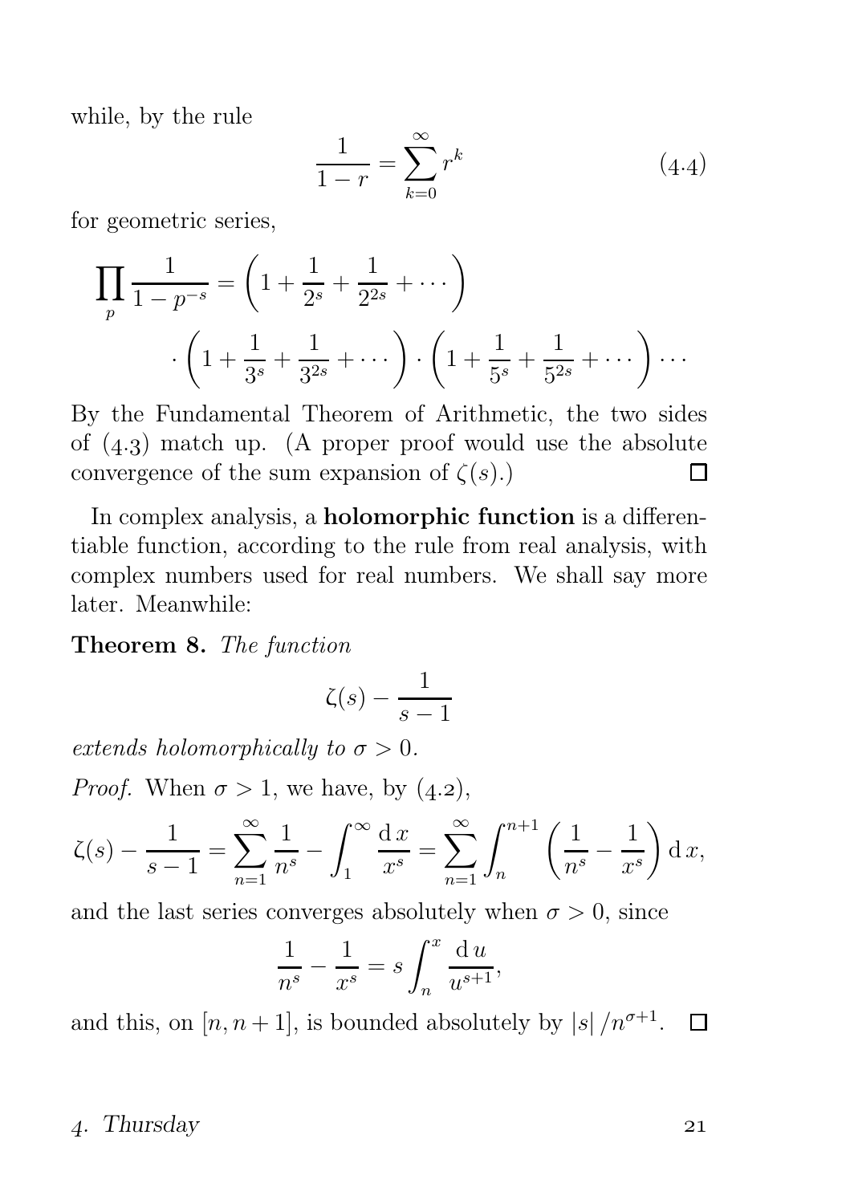while, by the rule

$$\frac{1}{1-r} = \sum_{k=0}^{\infty} r^k \tag{4.4}$$

for geometric series,

$$\prod_p \frac{1}{1-p^{-s}} = \left(1 + \frac{1}{2^s} + \frac{1}{2^{2s}} + \cdots\right) \cdot \left(1 + \frac{1}{3^s} + \frac{1}{3^{2s}} + \cdots\right) \cdot \left(1 + \frac{1}{5^s} + \frac{1}{5^{2s}} + \cdots\right) \cdots$$

By the Fundamental Theorem of Arithmetic, the two sides of (4.3) match up. (A proper proof would use the absolute convergence of the sum expansion of $\zeta(s)$.) □

In complex analysis, a **holomorphic function** is a differentiable function, according to the rule from real analysis, with complex numbers used for real numbers. We shall say more later. Meanwhile:

**Theorem 8.** *The function*

$$\zeta(s) - \frac{1}{s-1}$$

*extends holomorphically to $\sigma > 0$.*

*Proof.* When $\sigma > 1$, we have, by (4.2),

$$\zeta(s) - \frac{1}{s-1} = \sum_{n=1}^{\infty} \frac{1}{n^s} - \int_1^{\infty} \frac{\mathrm{d}\,x}{x^s} = \sum_{n=1}^{\infty} \int_n^{n+1} \left(\frac{1}{n^s} - \frac{1}{x^s}\right) \mathrm{d}\,x,$$

and the last series converges absolutely when $\sigma > 0$, since

$$\frac{1}{n^s} - \frac{1}{x^s} = s \int_n^x \frac{\mathrm{d}\,u}{u^{s+1}},$$

and this, on $[n, n+1]$, is bounded absolutely by $|s|/n^{\sigma+1}$. □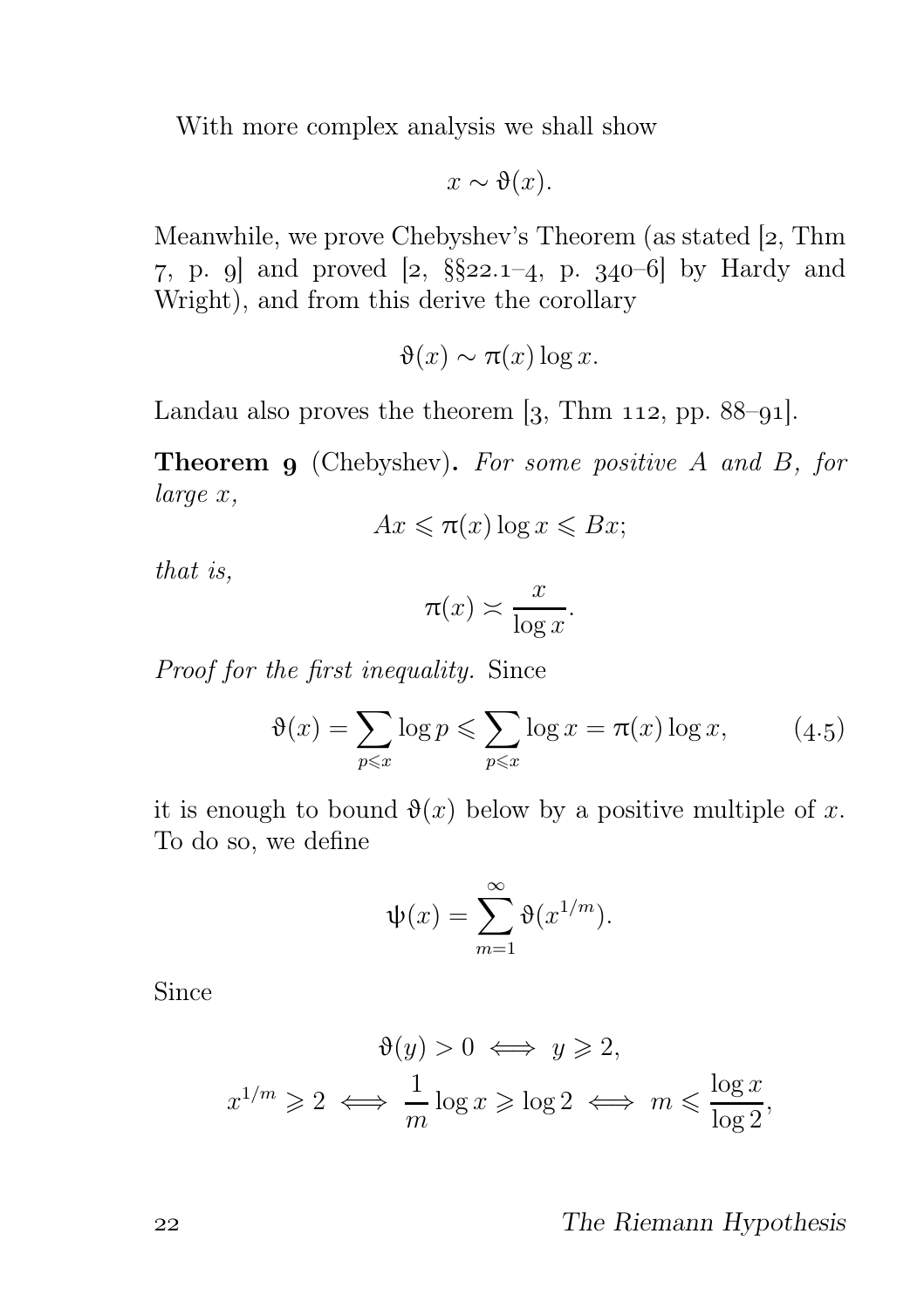With more complex analysis we shall show

$$x \sim \vartheta(x).$$

Meanwhile, we prove Chebyshev's Theorem (as stated [2, Thm 7, p. 9] and proved [2, §§22.1–4, p. 340–6] by Hardy and Wright), and from this derive the corollary

$$\vartheta(x) \sim \pi(x) \log x.$$

Landau also proves the theorem [3, Thm 112, pp. 88–91].

**Theorem 9** (Chebyshev)**.** *For some positive $A$ and $B$, for large $x$,*

$$Ax \leqslant \pi(x) \log x \leqslant Bx;$$

*that is,*

$$\pi(x) \asymp \frac{x}{\log x}.$$

*Proof for the first inequality.* Since

$$\vartheta(x) = \sum_{p \leqslant x} \log p \leqslant \sum_{p \leqslant x} \log x = \pi(x) \log x, \qquad (4.5)$$

it is enough to bound $\vartheta(x)$ below by a positive multiple of $x$. To do so, we define

$$\psi(x) = \sum_{m=1}^{\infty} \vartheta(x^{1/m}).$$

Since

$$\vartheta(y) > 0 \iff y \geqslant 2,$$

$$x^{1/m} \geqslant 2 \iff \frac{1}{m} \log x \geqslant \log 2 \iff m \leqslant \frac{\log x}{\log 2},$$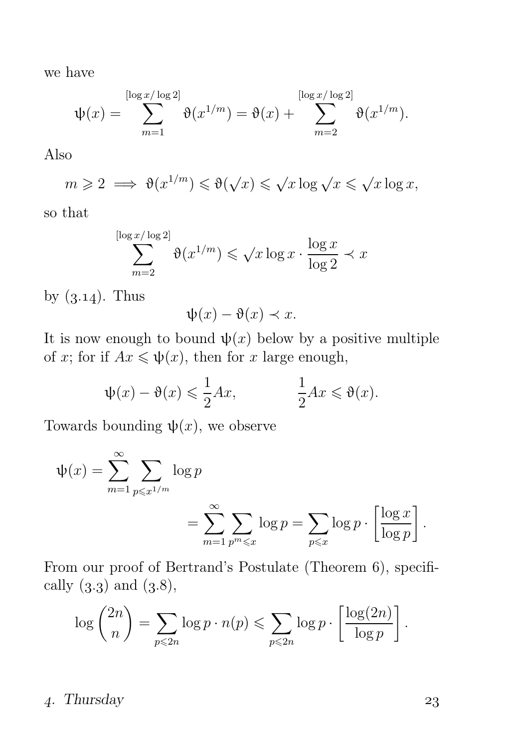we have

$$\psi(x) = \sum_{m=1}^{[\log x/\log 2]} \vartheta(x^{1/m}) = \vartheta(x) + \sum_{m=2}^{[\log x/\log 2]} \vartheta(x^{1/m}).$$

Also

$$m \geqslant 2 \implies \vartheta(x^{1/m}) \leqslant \vartheta(\sqrt{x}) \leqslant \sqrt{x}\log\sqrt{x} \leqslant \sqrt{x}\log x,$$

so that

$$\sum_{m=2}^{[\log x/\log 2]} \vartheta(x^{1/m}) \leqslant \sqrt{x}\log x \cdot \frac{\log x}{\log 2} \prec x$$

by (3.14). Thus

$$\psi(x) - \vartheta(x) \prec x.$$

It is now enough to bound $\psi(x)$ below by a positive multiple of $x$; for if $Ax \leqslant \psi(x)$, then for $x$ large enough,

$$\psi(x) - \vartheta(x) \leqslant \frac{1}{2}Ax, \qquad\qquad \frac{1}{2}Ax \leqslant \vartheta(x).$$

Towards bounding $\psi(x)$, we observe

$$\psi(x) = \sum_{m=1}^{\infty} \sum_{p \leqslant x^{1/m}} \log p$$

$$= \sum_{m=1}^{\infty} \sum_{p^m \leqslant x} \log p = \sum_{p \leqslant x} \log p \cdot \left[\frac{\log x}{\log p}\right].$$

From our proof of Bertrand's Postulate (Theorem 6), specifically (3.3) and (3.8),

$$\log\binom{2n}{n} = \sum_{p \leqslant 2n} \log p \cdot n(p) \leqslant \sum_{p \leqslant 2n} \log p \cdot \left[\frac{\log(2n)}{\log p}\right].$$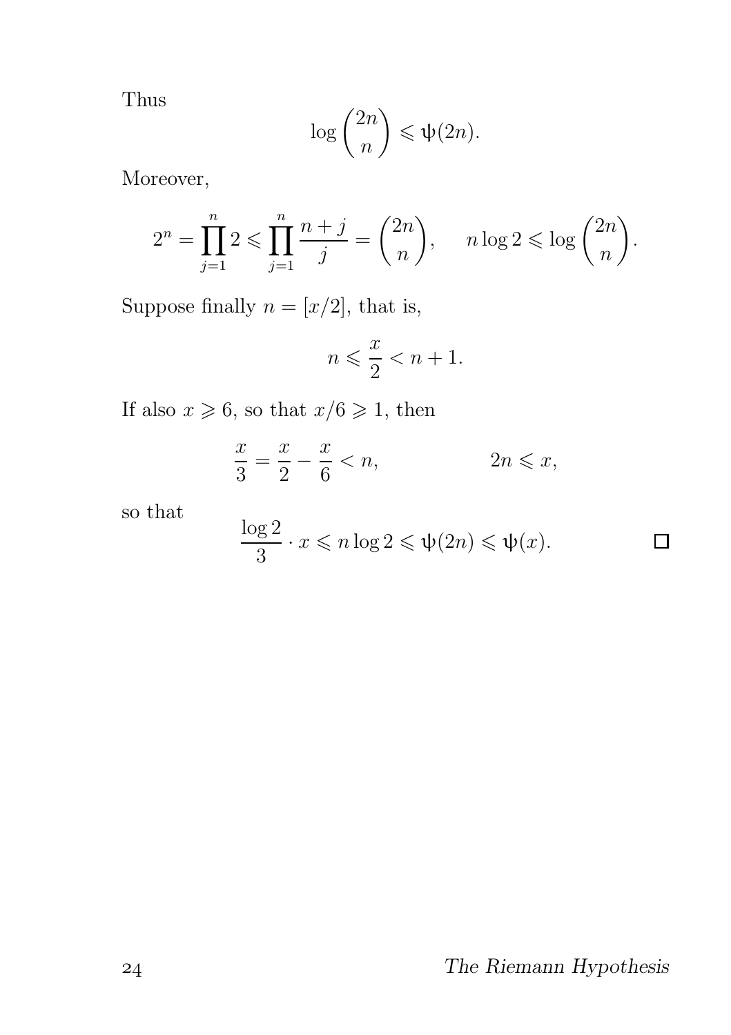Thus

$$\log \binom{2n}{n} \leqslant \psi(2n).$$

Moreover,

$$2^n = \prod_{j=1}^{n} 2 \leqslant \prod_{j=1}^{n} \frac{n+j}{j} = \binom{2n}{n}, \qquad n \log 2 \leqslant \log \binom{2n}{n}.$$

Suppose finally $n = [x/2]$, that is,

$$n \leqslant \frac{x}{2} < n+1.$$

If also $x \geqslant 6$, so that $x/6 \geqslant 1$, then

$$\frac{x}{3} = \frac{x}{2} - \frac{x}{6} < n, \qquad\qquad 2n \leqslant x,$$

so that

$$\frac{\log 2}{3} \cdot x \leqslant n \log 2 \leqslant \psi(2n) \leqslant \psi(x). \qquad \square$$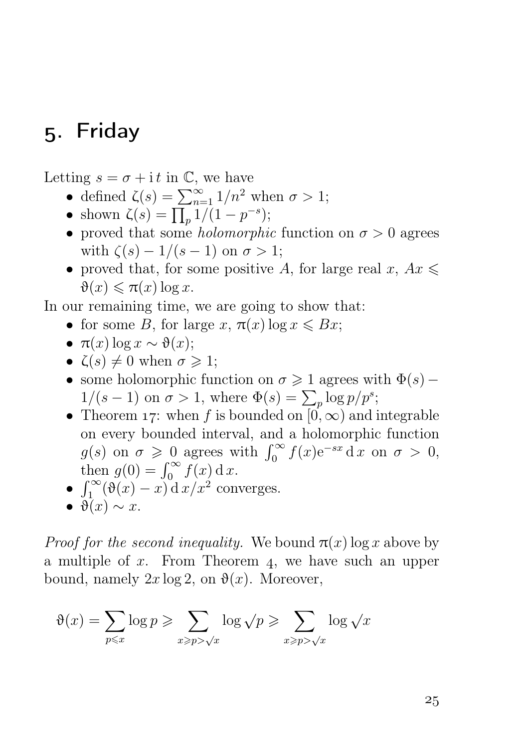# 5. Friday

Letting $s = \sigma + \mathrm{i}\, t$ in $\mathbb{C}$, we have

- defined $\zeta(s) = \sum_{n=1}^{\infty} 1/n^2$ when $\sigma > 1$;
- shown $\zeta(s) = \prod_p 1/(1 - p^{-s})$;
- proved that some *holomorphic* function on $\sigma > 0$ agrees with $\zeta(s) - 1/(s-1)$ on $\sigma > 1$;
- proved that, for some positive $A$, for large real $x$, $Ax \leqslant \vartheta(x) \leqslant \pi(x) \log x$.

In our remaining time, we are going to show that:

- for some $B$, for large $x$, $\pi(x) \log x \leqslant Bx$;
- $\pi(x) \log x \sim \vartheta(x)$;
- $\zeta(s) \neq 0$ when $\sigma \geqslant 1$;
- some holomorphic function on $\sigma \geqslant 1$ agrees with $\Phi(s) - 1/(s-1)$ on $\sigma > 1$, where $\Phi(s) = \sum_p \log p / p^s$;
- Theorem 17: when $f$ is bounded on $[0, \infty)$ and integrable on every bounded interval, and a holomorphic function $g(s)$ on $\sigma \geqslant 0$ agrees with $\int_0^\infty f(x) \mathrm{e}^{-sx} \,\mathrm{d}\, x$ on $\sigma > 0$, then $g(0) = \int_0^\infty f(x) \,\mathrm{d}\, x$.
- $\int_1^\infty (\vartheta(x) - x) \,\mathrm{d}\, x / x^2$ converges.
- $\vartheta(x) \sim x$.

*Proof for the second inequality.* We bound $\pi(x) \log x$ above by a multiple of $x$. From Theorem 4, we have such an upper bound, namely $2x \log 2$, on $\vartheta(x)$. Moreover,

$$\vartheta(x) = \sum_{p \leqslant x} \log p \geqslant \sum_{x \geqslant p > \sqrt{x}} \log \sqrt{p} \geqslant \sum_{x \geqslant p > \sqrt{x}} \log \sqrt{x}$$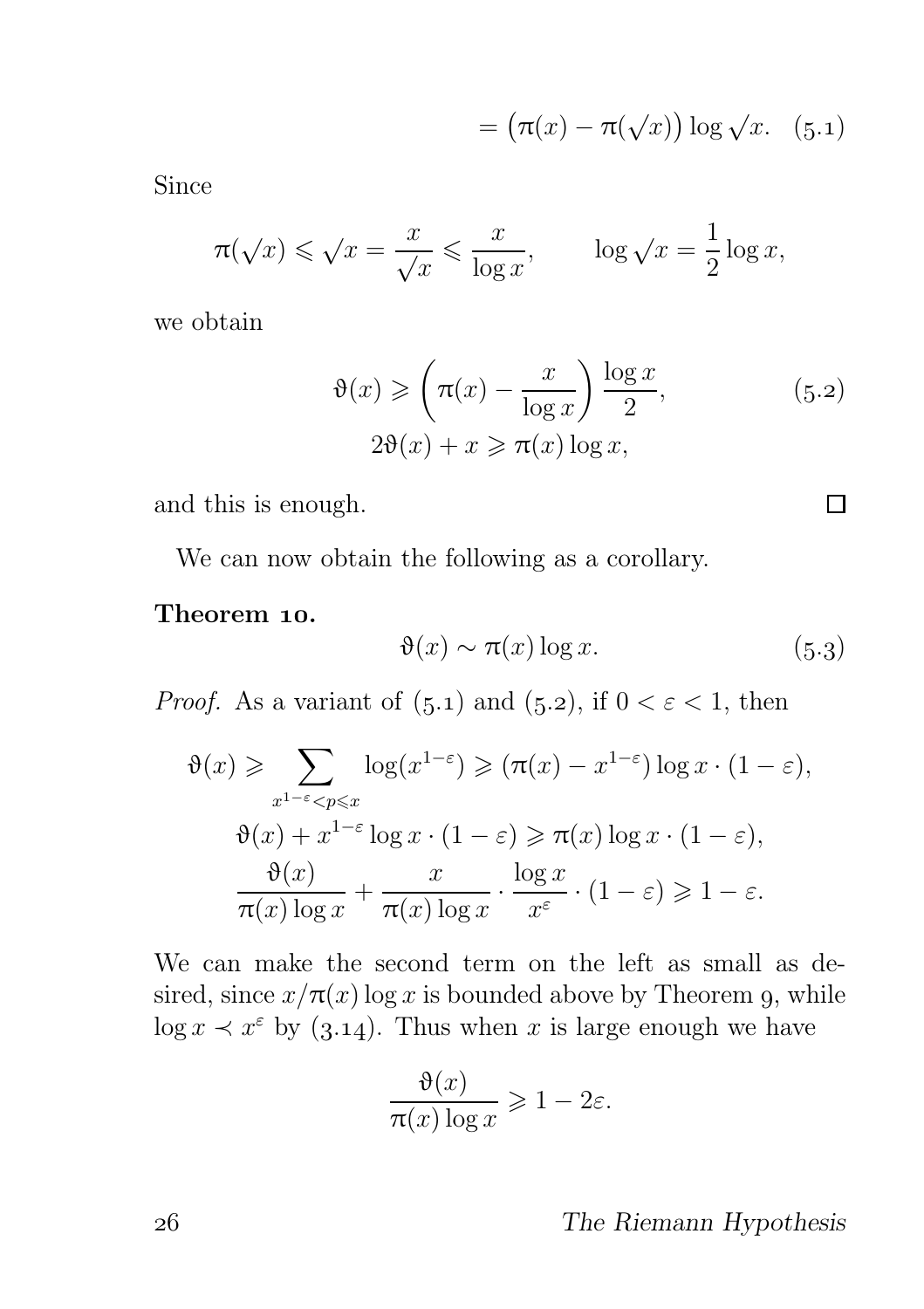$$= \big(\pi(x) - \pi(\sqrt{x})\big) \log \sqrt{x}. \quad (5.1)$$

Since

$$\pi(\sqrt{x}) \leqslant \sqrt{x} = \frac{x}{\sqrt{x}} \leqslant \frac{x}{\log x}, \qquad \log \sqrt{x} = \frac{1}{2} \log x,$$

we obtain

$$\vartheta(x) \geqslant \left(\pi(x) - \frac{x}{\log x}\right) \frac{\log x}{2}, \qquad (5.2)$$

$$2\vartheta(x) + x \geqslant \pi(x) \log x,$$

and this is enough. □

We can now obtain the following as a corollary.

**Theorem 10.**

$$\vartheta(x) \sim \pi(x) \log x. \qquad (5.3)$$

*Proof.* As a variant of (5.1) and (5.2), if $0 < \varepsilon < 1$, then

$$\vartheta(x) \geqslant \sum_{x^{1-\varepsilon} < p \leqslant x} \log(x^{1-\varepsilon}) \geqslant (\pi(x) - x^{1-\varepsilon}) \log x \cdot (1 - \varepsilon),$$

$$\vartheta(x) + x^{1-\varepsilon} \log x \cdot (1 - \varepsilon) \geqslant \pi(x) \log x \cdot (1 - \varepsilon),$$

$$\frac{\vartheta(x)}{\pi(x) \log x} + \frac{x}{\pi(x) \log x} \cdot \frac{\log x}{x^{\varepsilon}} \cdot (1 - \varepsilon) \geqslant 1 - \varepsilon.$$

We can make the second term on the left as small as desired, since $x/\pi(x) \log x$ is bounded above by Theorem 9, while $\log x \prec x^{\varepsilon}$ by (3.14). Thus when $x$ is large enough we have

$$\frac{\vartheta(x)}{\pi(x) \log x} \geqslant 1 - 2\varepsilon.$$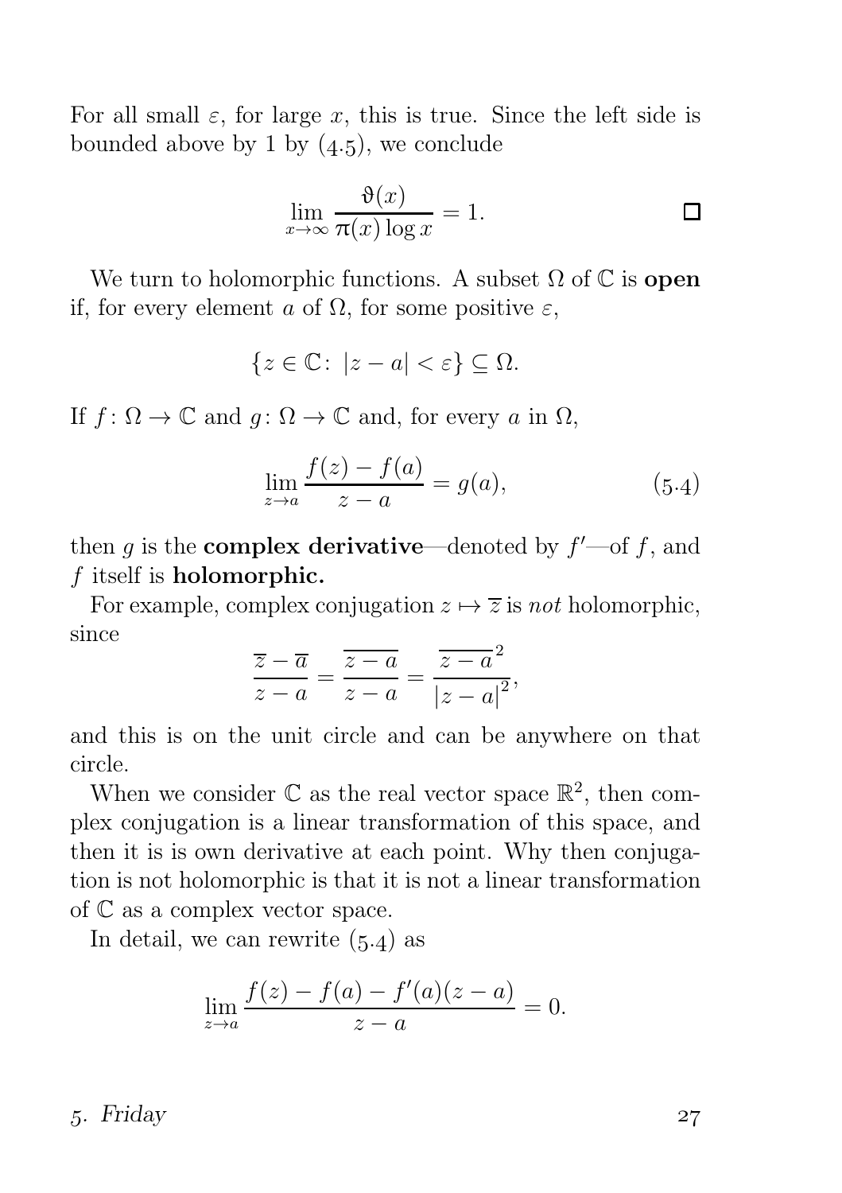For all small $\varepsilon$, for large $x$, this is true. Since the left side is bounded above by 1 by (4.5), we conclude

$$\lim_{x\to\infty} \frac{\vartheta(x)}{\pi(x)\log x} = 1. \qquad \square$$

We turn to holomorphic functions. A subset $\Omega$ of $\mathbb{C}$ is **open** if, for every element $a$ of $\Omega$, for some positive $\varepsilon$,

$$\{z \in \mathbb{C} \colon |z - a| < \varepsilon\} \subseteq \Omega.$$

If $f \colon \Omega \to \mathbb{C}$ and $g \colon \Omega \to \mathbb{C}$ and, for every $a$ in $\Omega$,

$$\lim_{z\to a} \frac{f(z) - f(a)}{z - a} = g(a), \tag{5.4}$$

then $g$ is the **complex derivative**—denoted by $f'$—of $f$, and $f$ itself is **holomorphic.**

For example, complex conjugation $z \mapsto \overline{z}$ is *not* holomorphic, since

$$\frac{\overline{z} - \overline{a}}{z - a} = \frac{\overline{z - a}}{z - a} = \frac{\overline{z - a}^{\,2}}{|z - a|^2},$$

and this is on the unit circle and can be anywhere on that circle.

When we consider $\mathbb{C}$ as the real vector space $\mathbb{R}^2$, then complex conjugation is a linear transformation of this space, and then it is is own derivative at each point. Why then conjugation is not holomorphic is that it is not a linear transformation of $\mathbb{C}$ as a complex vector space.

In detail, we can rewrite (5.4) as

$$\lim_{z\to a} \frac{f(z) - f(a) - f'(a)(z - a)}{z - a} = 0.$$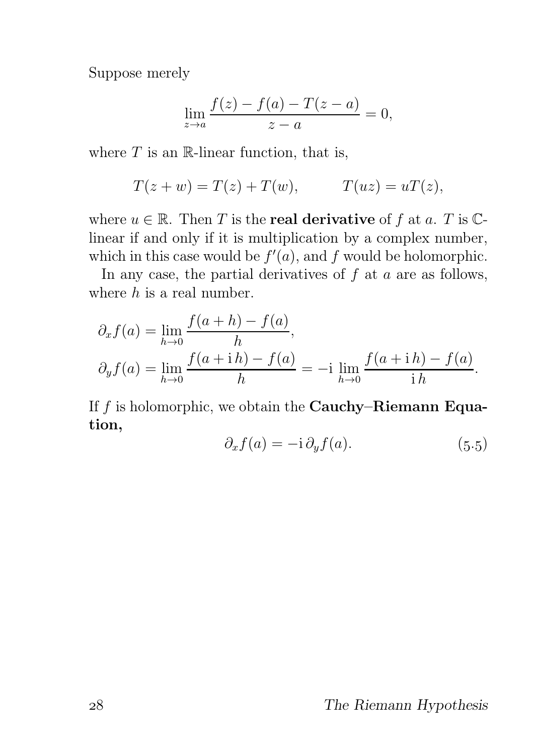Suppose merely

$$\lim_{z \to a} \frac{f(z) - f(a) - T(z-a)}{z-a} = 0,$$

where $T$ is an $\mathbb{R}$-linear function, that is,

$$T(z+w) = T(z) + T(w), \qquad T(uz) = uT(z),$$

where $u \in \mathbb{R}$. Then $T$ is the **real derivative** of $f$ at $a$. $T$ is $\mathbb{C}$-linear if and only if it is multiplication by a complex number, which in this case would be $f'(a)$, and $f$ would be holomorphic.

In any case, the partial derivatives of $f$ at $a$ are as follows, where $h$ is a real number.

$$\partial_x f(a) = \lim_{h \to 0} \frac{f(a+h) - f(a)}{h},$$
$$\partial_y f(a) = \lim_{h \to 0} \frac{f(a + \mathrm{i}\, h) - f(a)}{h} = -\mathrm{i} \lim_{h \to 0} \frac{f(a + \mathrm{i}\, h) - f(a)}{\mathrm{i}\, h}.$$

If $f$ is holomorphic, we obtain the **Cauchy–Riemann Equation,**

$$\partial_x f(a) = -\mathrm{i}\, \partial_y f(a). \qquad (5.5)$$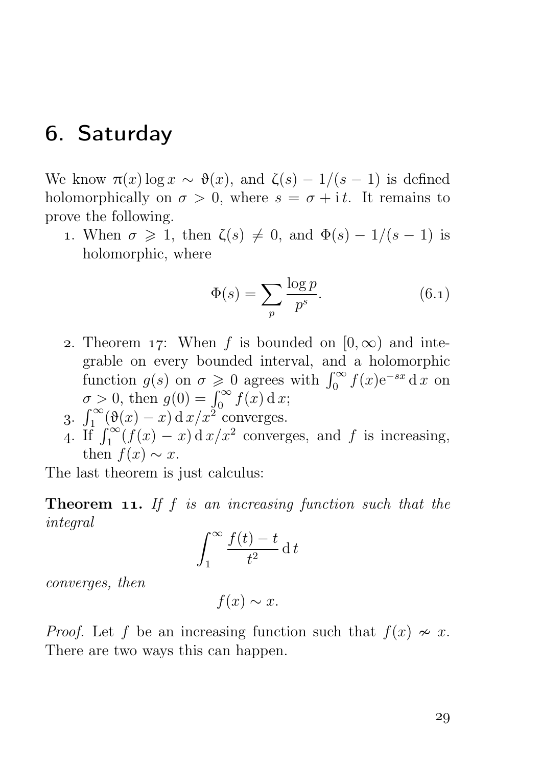# 6. Saturday

We know $\pi(x)\log x \sim \vartheta(x)$, and $\zeta(s) - 1/(s-1)$ is defined holomorphically on $\sigma > 0$, where $s = \sigma + \mathrm{i}\,t$. It remains to prove the following.

1. When $\sigma \geqslant 1$, then $\zeta(s) \neq 0$, and $\Phi(s) - 1/(s-1)$ is holomorphic, where

$$\Phi(s) = \sum_p \frac{\log p}{p^s}. \tag{6.1}$$

2. Theorem 17: When $f$ is bounded on $[0, \infty)$ and integrable on every bounded interval, and a holomorphic function $g(s)$ on $\sigma \geqslant 0$ agrees with $\int_0^\infty f(x)\mathrm{e}^{-sx}\,\mathrm{d}\,x$ on $\sigma > 0$, then $g(0) = \int_0^\infty f(x)\,\mathrm{d}\,x$;
3. $\int_1^\infty (\vartheta(x) - x)\,\mathrm{d}\,x/x^2$ converges.
4. If $\int_1^\infty (f(x) - x)\,\mathrm{d}\,x/x^2$ converges, and $f$ is increasing, then $f(x) \sim x$.

The last theorem is just calculus:

**Theorem 11.** *If $f$ is an increasing function such that the integral*

$$\int_1^\infty \frac{f(t) - t}{t^2}\,\mathrm{d}\,t$$

*converges, then*

$$f(x) \sim x.$$

*Proof.* Let $f$ be an increasing function such that $f(x) \nsim x$. There are two ways this can happen.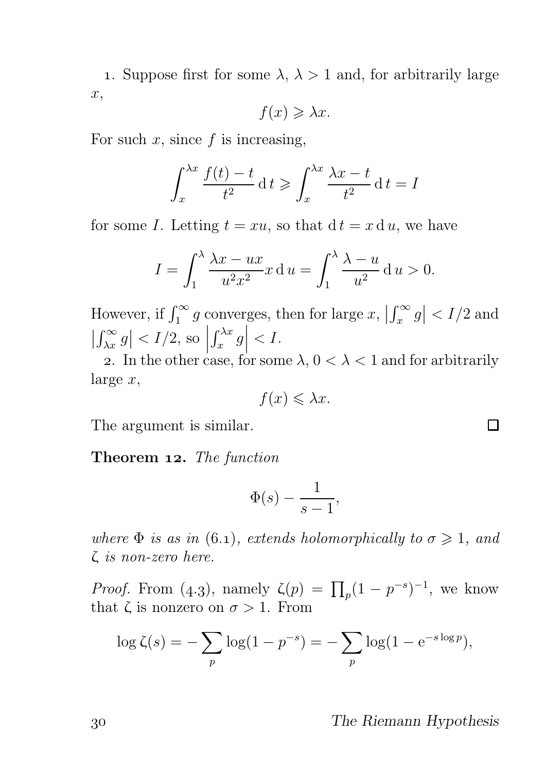1. Suppose first for some $\lambda$, $\lambda > 1$ and, for arbitrarily large $x$,

$$f(x) \geqslant \lambda x.$$

For such $x$, since $f$ is increasing,

$$\int_x^{\lambda x} \frac{f(t) - t}{t^2} \,\mathrm{d}\, t \geqslant \int_x^{\lambda x} \frac{\lambda x - t}{t^2} \,\mathrm{d}\, t = I$$

for some $I$. Letting $t = xu$, so that $\mathrm{d}\, t = x \,\mathrm{d}\, u$, we have

$$I = \int_1^{\lambda} \frac{\lambda x - ux}{u^2 x^2} x \,\mathrm{d}\, u = \int_1^{\lambda} \frac{\lambda - u}{u^2} \,\mathrm{d}\, u > 0.$$

However, if $\int_1^\infty g$ converges, then for large $x$, $\left|\int_x^\infty g\right| < I/2$ and $\left|\int_{\lambda x}^\infty g\right| < I/2$, so $\left|\int_x^{\lambda x} g\right| < I$.

2. In the other case, for some $\lambda$, $0 < \lambda < 1$ and for arbitrarily large $x$,

$$f(x) \leqslant \lambda x.$$

The argument is similar. □

**Theorem 12.** *The function*

$$\Phi(s) - \frac{1}{s-1},$$

*where $\Phi$ is as in (6.1), extends holomorphically to $\sigma \geqslant 1$, and $\zeta$ is non-zero here.*

*Proof.* From (4.3), namely $\zeta(p) = \prod_p (1 - p^{-s})^{-1}$, we know that $\zeta$ is nonzero on $\sigma > 1$. From

$$\log \zeta(s) = -\sum_p \log(1 - p^{-s}) = -\sum_p \log(1 - \mathrm{e}^{-s \log p}),$$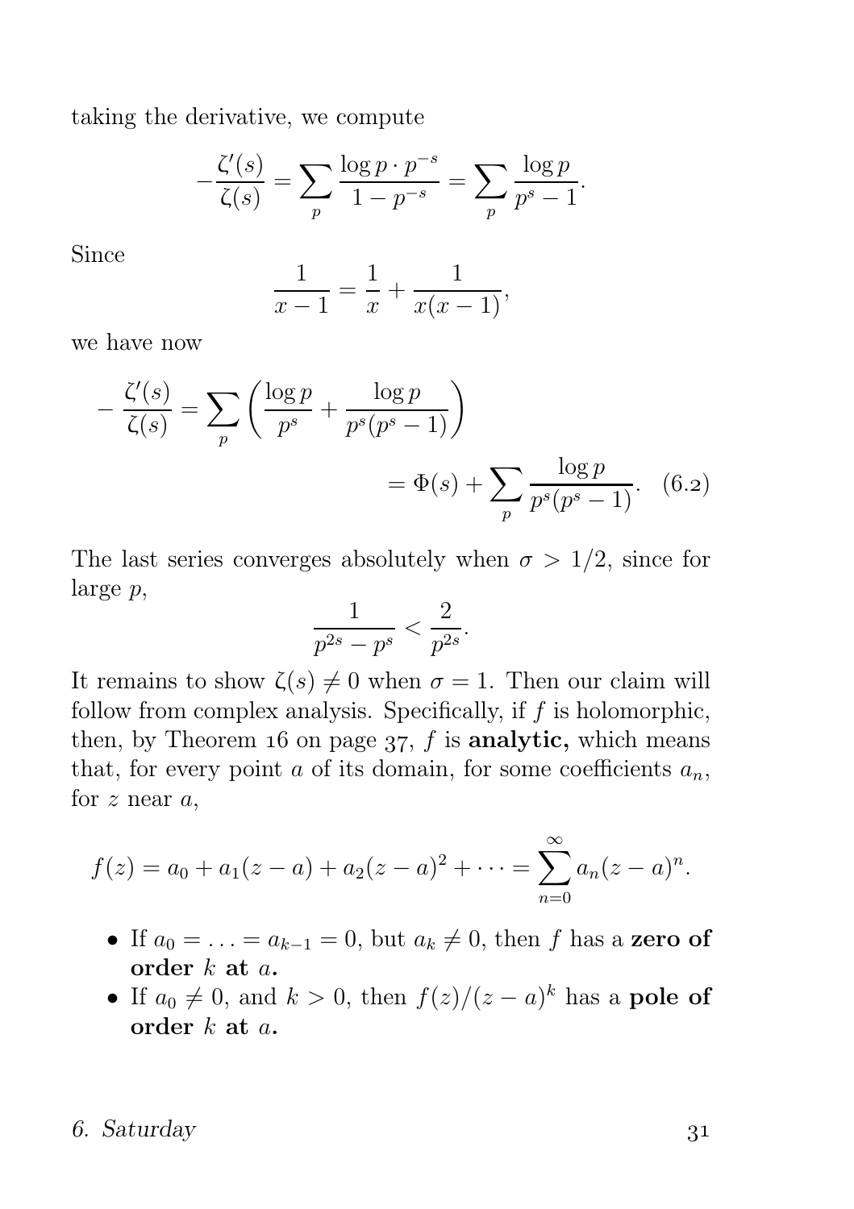taking the derivative, we compute

$$-\frac{\zeta'(s)}{\zeta(s)} = \sum_p \frac{\log p \cdot p^{-s}}{1 - p^{-s}} = \sum_p \frac{\log p}{p^s - 1}.$$

Since

$$\frac{1}{x-1} = \frac{1}{x} + \frac{1}{x(x-1)},$$

we have now

$$-\frac{\zeta'(s)}{\zeta(s)} = \sum_p \left( \frac{\log p}{p^s} + \frac{\log p}{p^s(p^s - 1)} \right)$$

$$= \Phi(s) + \sum_p \frac{\log p}{p^s(p^s - 1)}. \quad (6.2)$$

The last series converges absolutely when $\sigma > 1/2$, since for large $p$,

$$\frac{1}{p^{2s} - p^s} < \frac{2}{p^{2s}}.$$

It remains to show $\zeta(s) \neq 0$ when $\sigma = 1$. Then our claim will follow from complex analysis. Specifically, if $f$ is holomorphic, then, by Theorem 16 on page 37, $f$ is **analytic,** which means that, for every point $a$ of its domain, for some coefficients $a_n$, for $z$ near $a$,

$$f(z) = a_0 + a_1(z-a) + a_2(z-a)^2 + \cdots = \sum_{n=0}^{\infty} a_n (z-a)^n.$$

- If $a_0 = \ldots = a_{k-1} = 0$, but $a_k \neq 0$, then $f$ has a **zero of order $k$ at $a$.**
- If $a_0 \neq 0$, and $k > 0$, then $f(z)/(z-a)^k$ has a **pole of order $k$ at $a$.**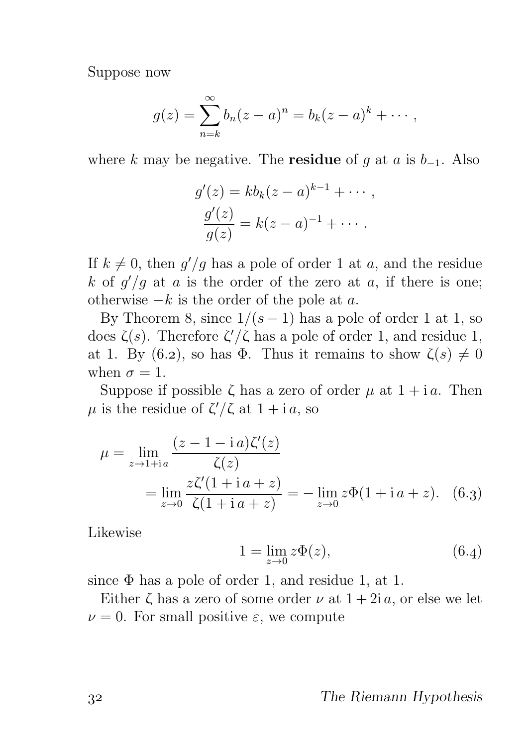Suppose now

$$g(z) = \sum_{n=k}^{\infty} b_n(z-a)^n = b_k(z-a)^k + \cdots,$$

where $k$ may be negative. The **residue** of $g$ at $a$ is $b_{-1}$. Also

$$g'(z) = kb_k(z-a)^{k-1} + \cdots,$$
$$\frac{g'(z)}{g(z)} = k(z-a)^{-1} + \cdots.$$

If $k \neq 0$, then $g'/g$ has a pole of order 1 at $a$, and the residue $k$ of $g'/g$ at $a$ is the order of the zero at $a$, if there is one; otherwise $-k$ is the order of the pole at $a$.

By Theorem 8, since $1/(s-1)$ has a pole of order 1 at 1, so does $\zeta(s)$. Therefore $\zeta'/\zeta$ has a pole of order 1, and residue 1, at 1. By (6.2), so has $\Phi$. Thus it remains to show $\zeta(s) \neq 0$ when $\sigma = 1$.

Suppose if possible $\zeta$ has a zero of order $\mu$ at $1 + \mathrm{i}\,a$. Then $\mu$ is the residue of $\zeta'/\zeta$ at $1 + \mathrm{i}\,a$, so

$$\begin{aligned}
\mu &= \lim_{z \to 1+\mathrm{i}\,a} \frac{(z-1-\mathrm{i}\,a)\zeta'(z)}{\zeta(z)} \\
&= \lim_{z \to 0} \frac{z\zeta'(1+\mathrm{i}\,a+z)}{\zeta(1+\mathrm{i}\,a+z)} = -\lim_{z \to 0} z\Phi(1+\mathrm{i}\,a+z). \qquad (6.3)
\end{aligned}$$

Likewise

$$1 = \lim_{z \to 0} z\Phi(z), \qquad (6.4)$$

since $\Phi$ has a pole of order 1, and residue 1, at 1.

Either $\zeta$ has a zero of some order $\nu$ at $1 + 2\mathrm{i}\,a$, or else we let $\nu = 0$. For small positive $\varepsilon$, we compute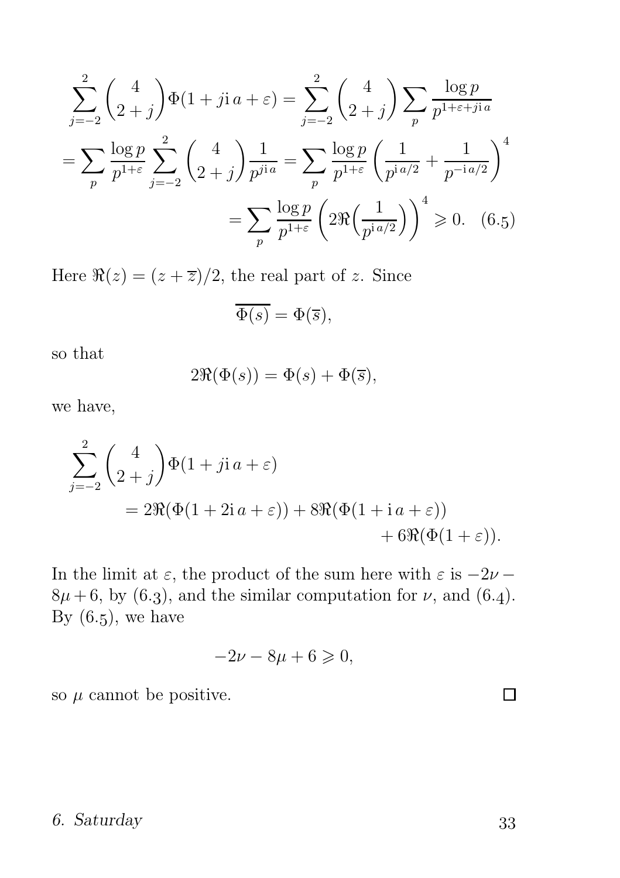$$
\begin{aligned}
\sum_{j=-2}^{2} \binom{4}{2+j} \Phi(1+j\mathrm{i}\,a+\varepsilon) &= \sum_{j=-2}^{2} \binom{4}{2+j} \sum_p \frac{\log p}{p^{1+\varepsilon+j\mathrm{i}\,a}} \\
= \sum_p \frac{\log p}{p^{1+\varepsilon}} \sum_{j=-2}^{2} \binom{4}{2+j} \frac{1}{p^{j\mathrm{i}\,a}} &= \sum_p \frac{\log p}{p^{1+\varepsilon}} \left( \frac{1}{p^{\mathrm{i}\,a/2}} + \frac{1}{p^{-\mathrm{i}\,a/2}} \right)^4 \\
&= \sum_p \frac{\log p}{p^{1+\varepsilon}} \left( 2\Re\Big(\frac{1}{p^{\mathrm{i}\,a/2}}\Big) \right)^4 \geqslant 0. \quad (6.5)
\end{aligned}
$$

Here $\Re(z) = (z+\overline{z})/2$, the real part of $z$. Since

$$
\overline{\Phi(s)} = \Phi(\overline{s}),
$$

so that

$$
2\Re(\Phi(s)) = \Phi(s) + \Phi(\overline{s}),
$$

we have,

$$
\begin{aligned}
\sum_{j=-2}^{2} \binom{4}{2+j} &\Phi(1+j\mathrm{i}\,a+\varepsilon) \\
&= 2\Re(\Phi(1+2\mathrm{i}\,a+\varepsilon)) + 8\Re(\Phi(1+\mathrm{i}\,a+\varepsilon)) \\
&\qquad + 6\Re(\Phi(1+\varepsilon)).
\end{aligned}
$$

In the limit at $\varepsilon$, the product of the sum here with $\varepsilon$ is $-2\nu - 8\mu + 6$, by (6.3), and the similar computation for $\nu$, and (6.4). By (6.5), we have

$$
-2\nu - 8\mu + 6 \geqslant 0,
$$

so $\mu$ cannot be positive. □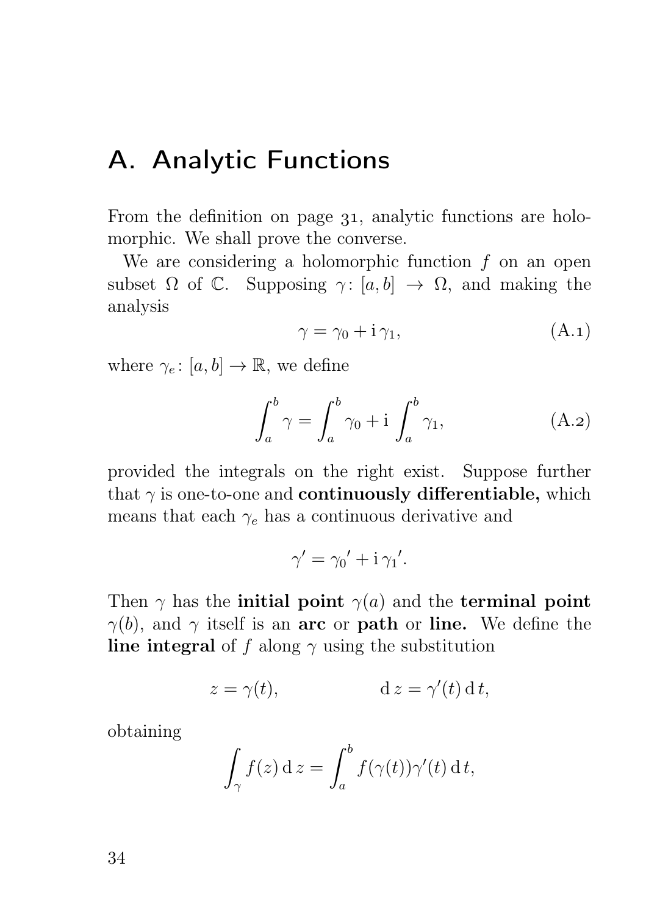# A. Analytic Functions

From the definition on page 31, analytic functions are holomorphic. We shall prove the converse.

We are considering a holomorphic function $f$ on an open subset $\Omega$ of $\mathbb{C}$. Supposing $\gamma\colon [a, b] \to \Omega$, and making the analysis

$$\gamma = \gamma_0 + \mathrm{i}\,\gamma_1, \tag{A.1}$$

where $\gamma_e\colon [a, b] \to \mathbb{R}$, we define

$$\int_a^b \gamma = \int_a^b \gamma_0 + \mathrm{i}\int_a^b \gamma_1, \tag{A.2}$$

provided the integrals on the right exist. Suppose further that $\gamma$ is one-to-one and **continuously differentiable,** which means that each $\gamma_e$ has a continuous derivative and

$$\gamma' = {\gamma_0}' + \mathrm{i}\,{\gamma_1}'.$$

Then $\gamma$ has the **initial point** $\gamma(a)$ and the **terminal point** $\gamma(b)$, and $\gamma$ itself is an **arc** or **path** or **line.** We define the **line integral** of $f$ along $\gamma$ using the substitution

$$z = \gamma(t), \qquad \mathrm{d}\,z = \gamma'(t)\,\mathrm{d}\,t,$$

obtaining

$$\int_\gamma f(z)\,\mathrm{d}\,z = \int_a^b f(\gamma(t))\gamma'(t)\,\mathrm{d}\,t,$$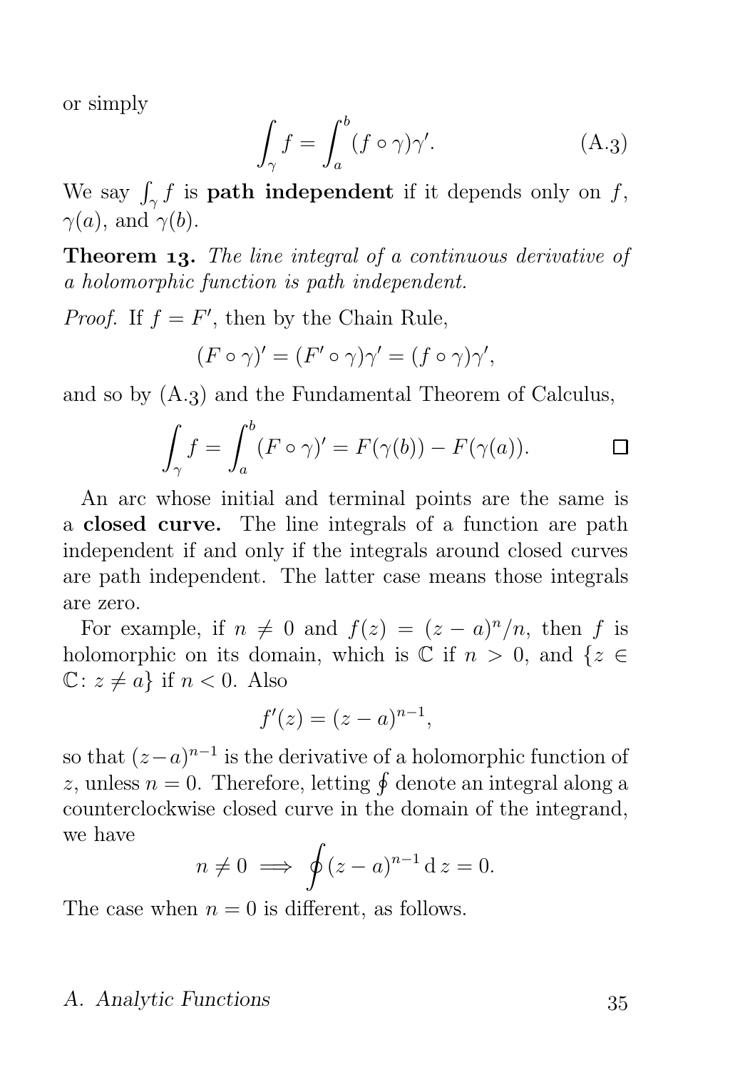or simply

$$\int_\gamma f = \int_a^b (f \circ \gamma)\gamma'. \tag{A.3}$$

We say $\int_\gamma f$ is **path independent** if it depends only on $f$, $\gamma(a)$, and $\gamma(b)$.

**Theorem 13.** *The line integral of a continuous derivative of a holomorphic function is path independent.*

*Proof.* If $f = F'$, then by the Chain Rule,

$$(F \circ \gamma)' = (F' \circ \gamma)\gamma' = (f \circ \gamma)\gamma',$$

and so by (A.3) and the Fundamental Theorem of Calculus,

$$\int_\gamma f = \int_a^b (F \circ \gamma)' = F(\gamma(b)) - F(\gamma(a)). \qquad \square$$

An arc whose initial and terminal points are the same is a **closed curve.** The line integrals of a function are path independent if and only if the integrals around closed curves are path independent. The latter case means those integrals are zero.

For example, if $n \neq 0$ and $f(z) = (z-a)^n/n$, then $f$ is holomorphic on its domain, which is $\mathbb{C}$ if $n > 0$, and $\{z \in \mathbb{C} \colon z \neq a\}$ if $n < 0$. Also

$$f'(z) = (z-a)^{n-1},$$

so that $(z-a)^{n-1}$ is the derivative of a holomorphic function of $z$, unless $n = 0$. Therefore, letting $\oint$ denote an integral along a counterclockwise closed curve in the domain of the integrand, we have

$$n \neq 0 \implies \oint (z-a)^{n-1} \, \mathrm{d}\, z = 0.$$

The case when $n = 0$ is different, as follows.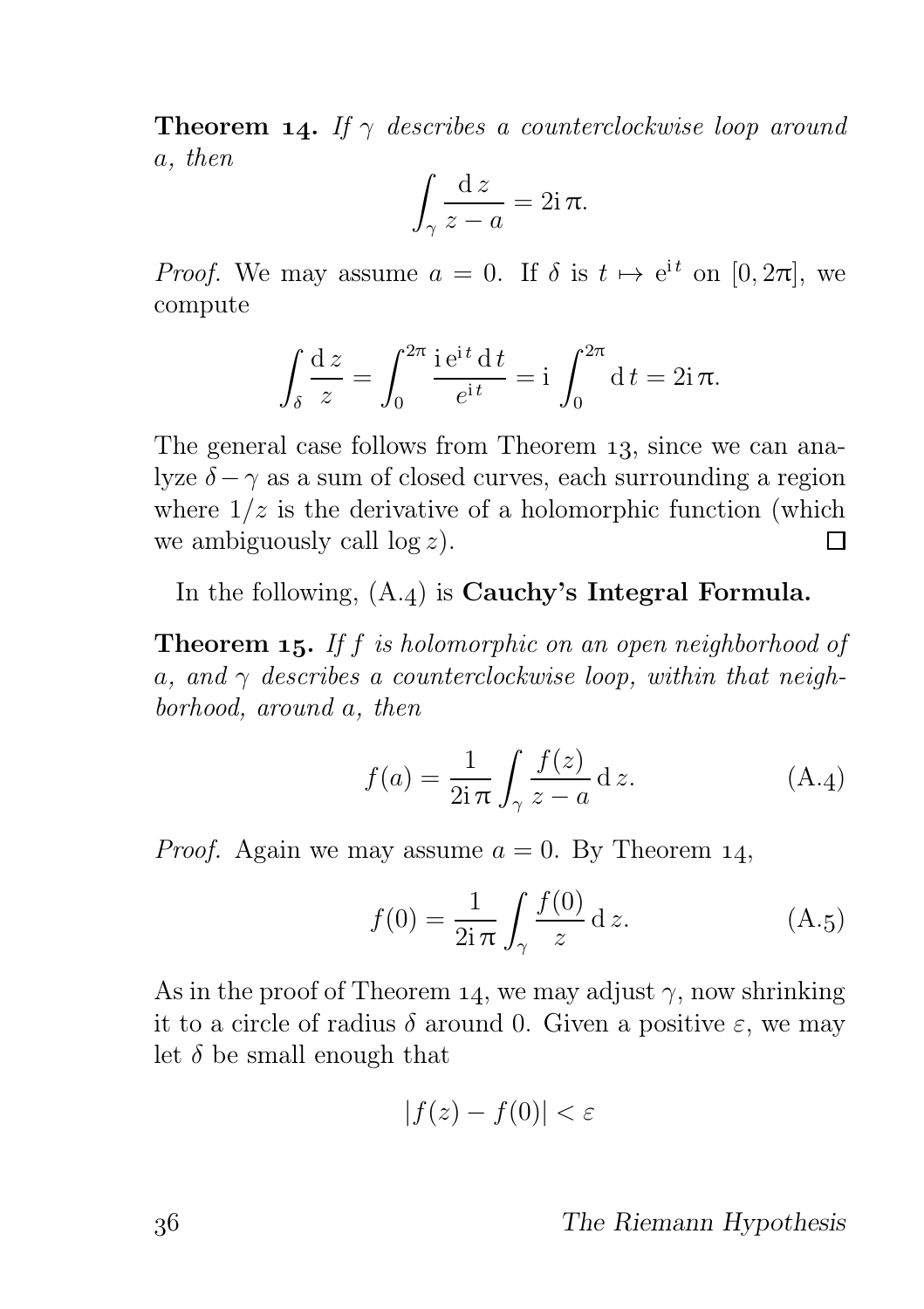**Theorem 14.** *If $\gamma$ describes a counterclockwise loop around $a$, then*

$$\int_\gamma \frac{\mathrm{d}\,z}{z-a} = 2\mathrm{i}\,\pi.$$

*Proof.* We may assume $a = 0$. If $\delta$ is $t \mapsto \mathrm{e}^{\mathrm{i}\,t}$ on $[0, 2\pi]$, we compute

$$\int_\delta \frac{\mathrm{d}\,z}{z} = \int_0^{2\pi} \frac{\mathrm{i}\,\mathrm{e}^{\mathrm{i}\,t}\,\mathrm{d}\,t}{e^{\mathrm{i}\,t}} = \mathrm{i}\int_0^{2\pi} \mathrm{d}\,t = 2\mathrm{i}\,\pi.$$

The general case follows from Theorem 13, since we can analyze $\delta - \gamma$ as a sum of closed curves, each surrounding a region where $1/z$ is the derivative of a holomorphic function (which we ambiguously call $\log z$). □

In the following, (A.4) is **Cauchy's Integral Formula.**

**Theorem 15.** *If $f$ is holomorphic on an open neighborhood of $a$, and $\gamma$ describes a counterclockwise loop, within that neighborhood, around $a$, then*

$$f(a) = \frac{1}{2\mathrm{i}\,\pi}\int_\gamma \frac{f(z)}{z-a}\,\mathrm{d}\,z. \tag{A.4}$$

*Proof.* Again we may assume $a = 0$. By Theorem 14,

$$f(0) = \frac{1}{2\mathrm{i}\,\pi}\int_\gamma \frac{f(0)}{z}\,\mathrm{d}\,z. \tag{A.5}$$

As in the proof of Theorem 14, we may adjust $\gamma$, now shrinking it to a circle of radius $\delta$ around 0. Given a positive $\varepsilon$, we may let $\delta$ be small enough that

$$|f(z) - f(0)| < \varepsilon$$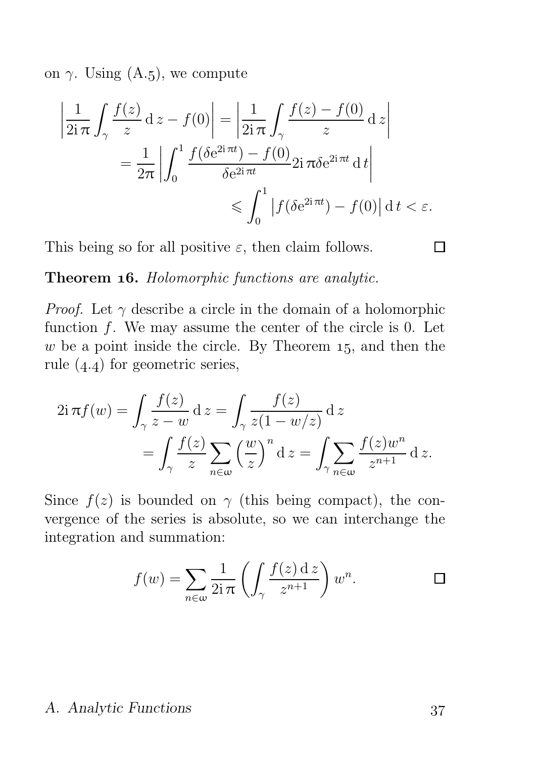on $\gamma$. Using (A.5), we compute

$$\begin{aligned}
\left|\frac{1}{2\mathrm{i}\,\pi}\int_\gamma \frac{f(z)}{z}\,\mathrm{d}\,z - f(0)\right| &= \left|\frac{1}{2\mathrm{i}\,\pi}\int_\gamma \frac{f(z)-f(0)}{z}\,\mathrm{d}\,z\right| \\
&= \frac{1}{2\pi}\left|\int_0^1 \frac{f(\delta \mathrm{e}^{2\mathrm{i}\,\pi t})-f(0)}{\delta \mathrm{e}^{2\mathrm{i}\,\pi t}} 2\mathrm{i}\,\pi\delta \mathrm{e}^{2\mathrm{i}\,\pi t}\,\mathrm{d}\,t\right| \\
&\leqslant \int_0^1 \left|f(\delta \mathrm{e}^{2\mathrm{i}\,\pi t})-f(0)\right|\mathrm{d}\,t < \varepsilon.
\end{aligned}$$

This being so for all positive $\varepsilon$, then claim follows. □

**Theorem 16.** *Holomorphic functions are analytic.*

*Proof.* Let $\gamma$ describe a circle in the domain of a holomorphic function $f$. We may assume the center of the circle is 0. Let $w$ be a point inside the circle. By Theorem 15, and then the rule (4.4) for geometric series,

$$\begin{aligned}
2\mathrm{i}\,\pi f(w) &= \int_\gamma \frac{f(z)}{z-w}\,\mathrm{d}\,z = \int_\gamma \frac{f(z)}{z(1-w/z)}\,\mathrm{d}\,z \\
&= \int_\gamma \frac{f(z)}{z}\sum_{n\in\omega}\left(\frac{w}{z}\right)^n \mathrm{d}\,z = \int_\gamma \sum_{n\in\omega}\frac{f(z)w^n}{z^{n+1}}\,\mathrm{d}\,z.
\end{aligned}$$

Since $f(z)$ is bounded on $\gamma$ (this being compact), the convergence of the series is absolute, so we can interchange the integration and summation:

$$f(w) = \sum_{n\in\omega}\frac{1}{2\mathrm{i}\,\pi}\left(\int_\gamma \frac{f(z)\,\mathrm{d}\,z}{z^{n+1}}\right)w^n. \qquad \square$$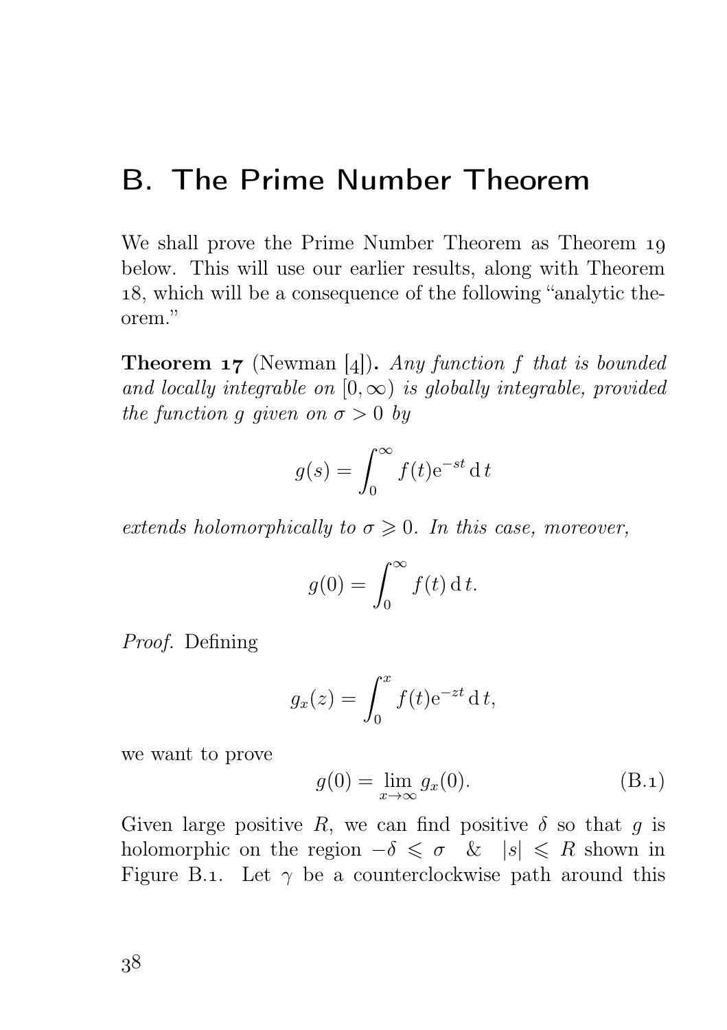# B. The Prime Number Theorem

We shall prove the Prime Number Theorem as Theorem 19 below. This will use our earlier results, along with Theorem 18, which will be a consequence of the following "analytic theorem."

**Theorem 17** (Newman [4])**.** *Any function $f$ that is bounded and locally integrable on $[0, \infty)$ is globally integrable, provided the function $g$ given on $\sigma > 0$ by*

$$g(s) = \int_0^\infty f(t)\mathrm{e}^{-st}\,\mathrm{d}\,t$$

*extends holomorphically to $\sigma \geqslant 0$. In this case, moreover,*

$$g(0) = \int_0^\infty f(t)\,\mathrm{d}\,t.$$

*Proof.* Defining

$$g_x(z) = \int_0^x f(t)\mathrm{e}^{-zt}\,\mathrm{d}\,t,$$

we want to prove

$$g(0) = \lim_{x\to\infty} g_x(0). \tag{B.1}$$

Given large positive $R$, we can find positive $\delta$ so that $g$ is holomorphic on the region $-\delta \leqslant \sigma \quad \& \quad |s| \leqslant R$ shown in Figure B.1. Let $\gamma$ be a counterclockwise path around this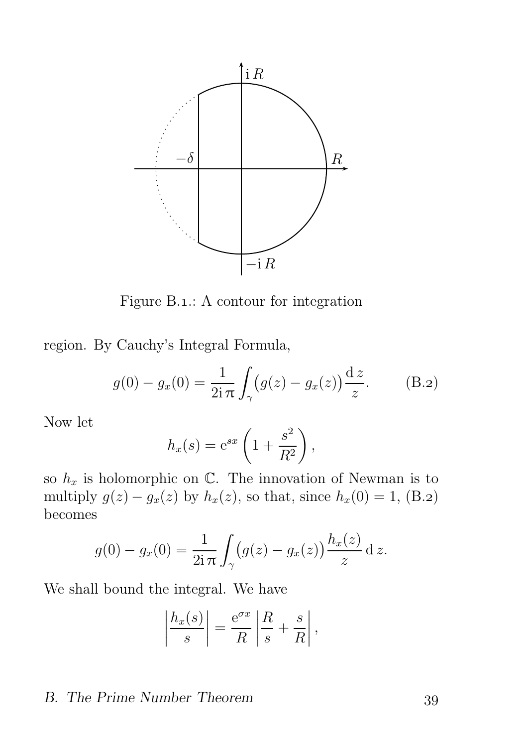Figure B.1.: A contour for integration

region. By Cauchy's Integral Formula,

$$g(0) - g_x(0) = \frac{1}{2\mathrm{i}\,\pi} \int_\gamma \big(g(z) - g_x(z)\big) \frac{\mathrm{d}\,z}{z}. \qquad \text{(B.2)}$$

Now let

$$h_x(s) = \mathrm{e}^{sx}\left(1 + \frac{s^2}{R^2}\right),$$

so $h_x$ is holomorphic on $\mathbb{C}$. The innovation of Newman is to multiply $g(z) - g_x(z)$ by $h_x(z)$, so that, since $h_x(0) = 1$, (B.2) becomes

$$g(0) - g_x(0) = \frac{1}{2\mathrm{i}\,\pi} \int_\gamma \big(g(z) - g_x(z)\big) \frac{h_x(z)}{z} \,\mathrm{d}\,z.$$

We shall bound the integral. We have

$$\left|\frac{h_x(s)}{s}\right| = \frac{\mathrm{e}^{\sigma x}}{R}\left|\frac{R}{s} + \frac{s}{R}\right|,$$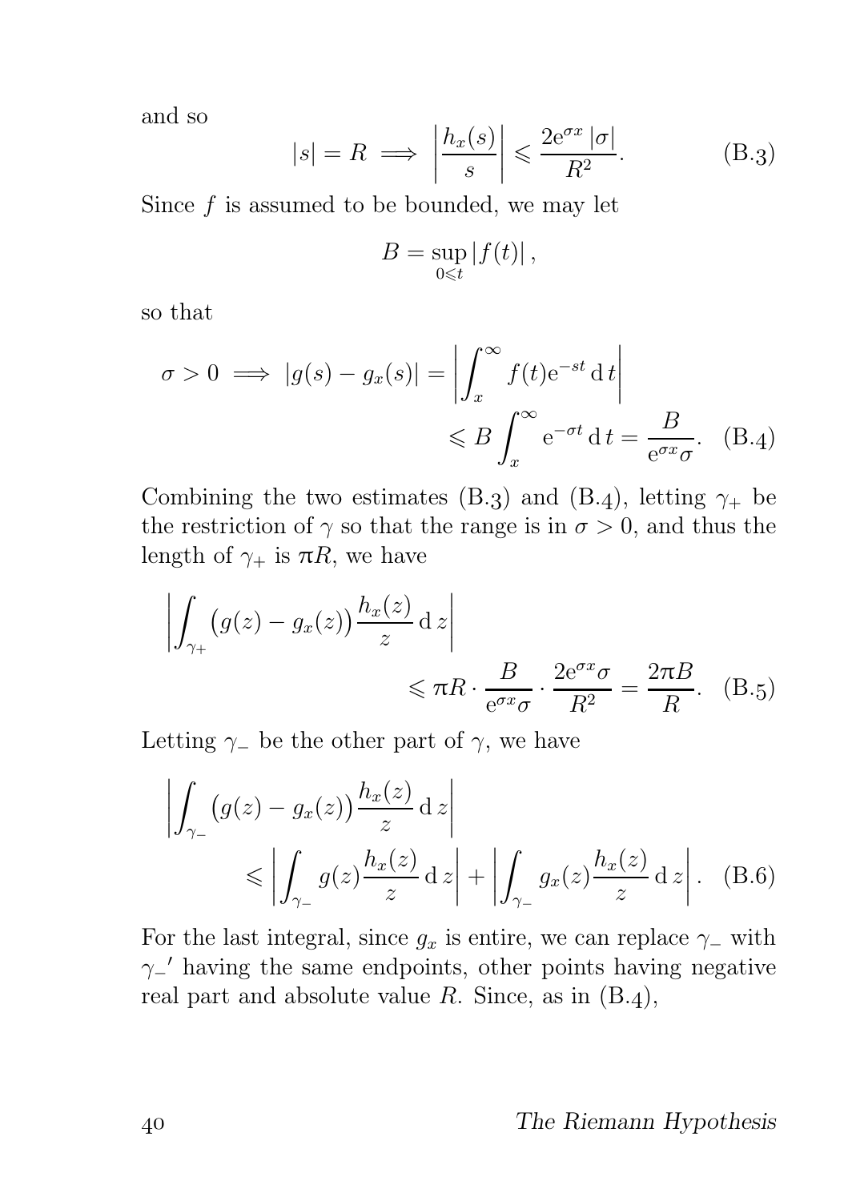and so

$$|s| = R \implies \left|\frac{h_x(s)}{s}\right| \leqslant \frac{2\mathrm{e}^{\sigma x}\,|\sigma|}{R^2}. \tag{B.3}$$

Since $f$ is assumed to be bounded, we may let

$$B = \sup_{0 \leqslant t} |f(t)|\,,$$

so that

$$\sigma > 0 \implies |g(s) - g_x(s)| = \left|\int_x^\infty f(t)\mathrm{e}^{-st}\,\mathrm{d}\,t\right| \leqslant B\int_x^\infty \mathrm{e}^{-\sigma t}\,\mathrm{d}\,t = \frac{B}{\mathrm{e}^{\sigma x}\sigma}. \tag{B.4}$$

Combining the two estimates (B.3) and (B.4), letting $\gamma_+$ be the restriction of $\gamma$ so that the range is in $\sigma > 0$, and thus the length of $\gamma_+$ is $\pi R$, we have

$$\left|\int_{\gamma_+} \big(g(z) - g_x(z)\big)\frac{h_x(z)}{z}\,\mathrm{d}\,z\right| \leqslant \pi R \cdot \frac{B}{\mathrm{e}^{\sigma x}\sigma} \cdot \frac{2\mathrm{e}^{\sigma x}\sigma}{R^2} = \frac{2\pi B}{R}. \tag{B.5}$$

Letting $\gamma_-$ be the other part of $\gamma$, we have

$$\left|\int_{\gamma_-} \big(g(z) - g_x(z)\big)\frac{h_x(z)}{z}\,\mathrm{d}\,z\right| \leqslant \left|\int_{\gamma_-} g(z)\frac{h_x(z)}{z}\,\mathrm{d}\,z\right| + \left|\int_{\gamma_-} g_x(z)\frac{h_x(z)}{z}\,\mathrm{d}\,z\right|. \tag{B.6}$$

For the last integral, since $g_x$ is entire, we can replace $\gamma_-$ with $\gamma_-{}'$ having the same endpoints, other points having negative real part and absolute value $R$. Since, as in (B.4),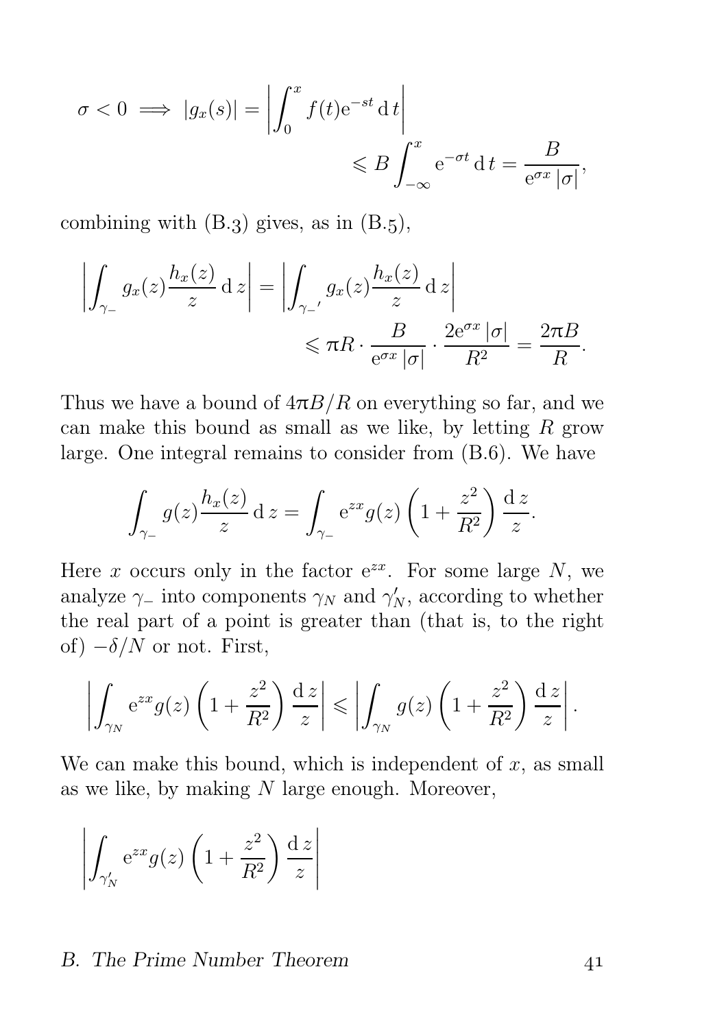$$\sigma < 0 \implies |g_x(s)| = \left|\int_0^x f(t)\mathrm{e}^{-st}\,\mathrm{d}\,t\right| \\ \leqslant B\int_{-\infty}^x \mathrm{e}^{-\sigma t}\,\mathrm{d}\,t = \frac{B}{\mathrm{e}^{\sigma x}\,|\sigma|},$$

combining with (B.3) gives, as in (B.5),

$$\left|\int_{\gamma_-} g_x(z)\frac{h_x(z)}{z}\,\mathrm{d}\,z\right| = \left|\int_{\gamma_-{}'} g_x(z)\frac{h_x(z)}{z}\,\mathrm{d}\,z\right| \\ \leqslant \pi R \cdot \frac{B}{\mathrm{e}^{\sigma x}\,|\sigma|}\cdot\frac{2\mathrm{e}^{\sigma x}\,|\sigma|}{R^2} = \frac{2\pi B}{R}.$$

Thus we have a bound of $4\pi B/R$ on everything so far, and we can make this bound as small as we like, by letting $R$ grow large. One integral remains to consider from (B.6). We have

$$\int_{\gamma_-} g(z)\frac{h_x(z)}{z}\,\mathrm{d}\,z = \int_{\gamma_-} \mathrm{e}^{zx}g(z)\left(1+\frac{z^2}{R^2}\right)\frac{\mathrm{d}\,z}{z}.$$

Here $x$ occurs only in the factor $\mathrm{e}^{zx}$. For some large $N$, we analyze $\gamma_-$ into components $\gamma_N$ and $\gamma_N'$, according to whether the real part of a point is greater than (that is, to the right of) $-\delta/N$ or not. First,

$$\left|\int_{\gamma_N} \mathrm{e}^{zx}g(z)\left(1+\frac{z^2}{R^2}\right)\frac{\mathrm{d}\,z}{z}\right| \leqslant \left|\int_{\gamma_N} g(z)\left(1+\frac{z^2}{R^2}\right)\frac{\mathrm{d}\,z}{z}\right|.$$

We can make this bound, which is independent of $x$, as small as we like, by making $N$ large enough. Moreover,

$$\left|\int_{\gamma_N'} \mathrm{e}^{zx}g(z)\left(1+\frac{z^2}{R^2}\right)\frac{\mathrm{d}\,z}{z}\right|$$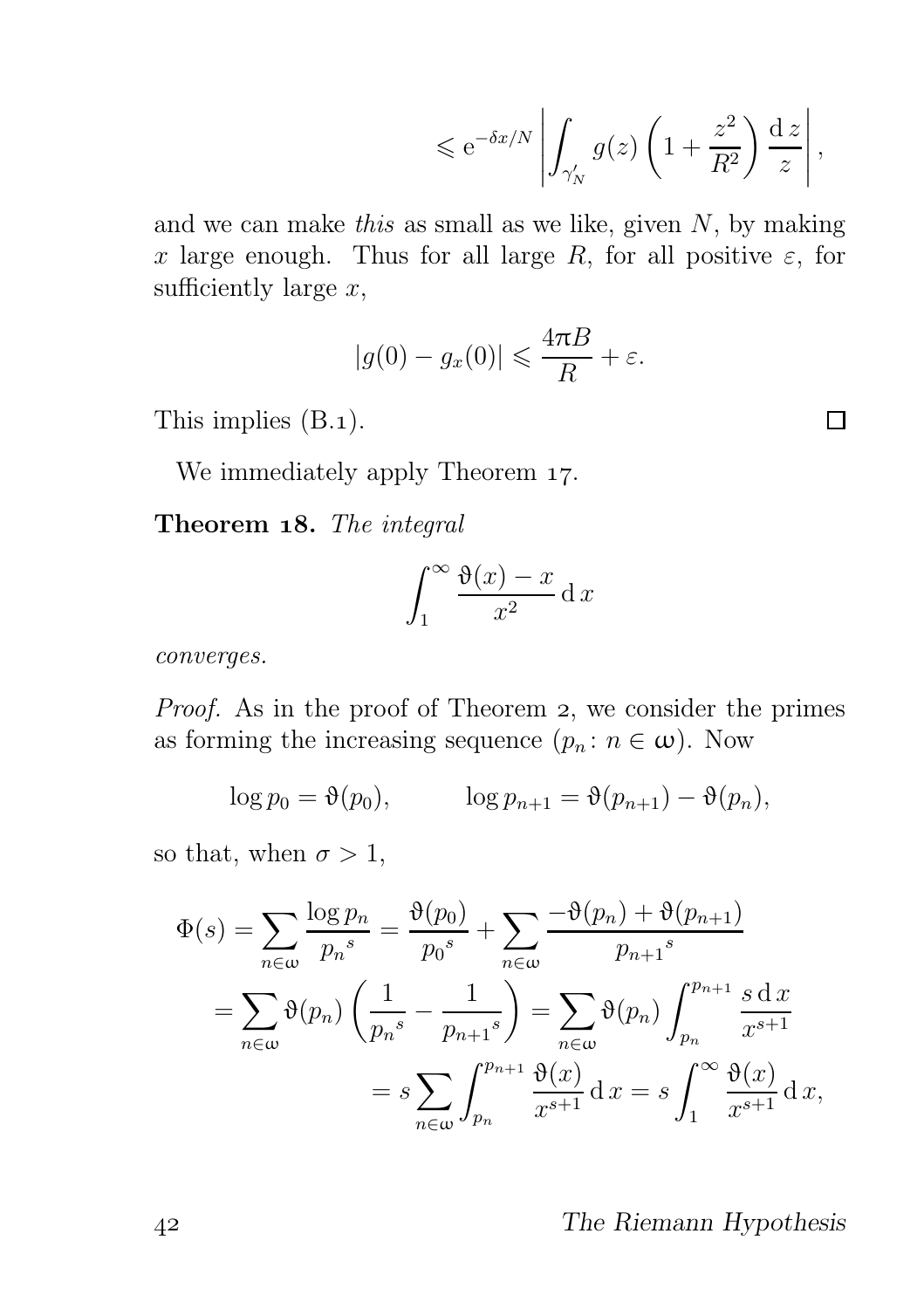$$\leqslant \mathrm{e}^{-\delta x/N} \left| \int_{\gamma'_N} g(z) \left(1 + \frac{z^2}{R^2}\right) \frac{\mathrm{d}\,z}{z} \right|,$$

and we can make *this* as small as we like, given $N$, by making $x$ large enough. Thus for all large $R$, for all positive $\varepsilon$, for sufficiently large $x$,

$$|g(0) - g_x(0)| \leqslant \frac{4\pi B}{R} + \varepsilon.$$

This implies (B.1). □

We immediately apply Theorem 17.

**Theorem 18.** *The integral*

$$\int_1^\infty \frac{\vartheta(x) - x}{x^2} \,\mathrm{d}\,x$$

*converges.*

*Proof.* As in the proof of Theorem 2, we consider the primes as forming the increasing sequence $(p_n \colon n \in \omega)$. Now

$$\log p_0 = \vartheta(p_0), \qquad \log p_{n+1} = \vartheta(p_{n+1}) - \vartheta(p_n),$$

so that, when $\sigma > 1$,

$$\begin{aligned}
\Phi(s) = \sum_{n\in\omega} \frac{\log p_n}{{p_n}^s} &= \frac{\vartheta(p_0)}{{p_0}^s} + \sum_{n\in\omega} \frac{-\vartheta(p_n) + \vartheta(p_{n+1})}{{p_{n+1}}^s} \\
= \sum_{n\in\omega} \vartheta(p_n) \left(\frac{1}{{p_n}^s} - \frac{1}{{p_{n+1}}^s}\right) &= \sum_{n\in\omega} \vartheta(p_n) \int_{p_n}^{p_{n+1}} \frac{s\,\mathrm{d}\,x}{x^{s+1}} \\
&= s \sum_{n\in\omega} \int_{p_n}^{p_{n+1}} \frac{\vartheta(x)}{x^{s+1}} \,\mathrm{d}\,x = s \int_1^\infty \frac{\vartheta(x)}{x^{s+1}} \,\mathrm{d}\,x,
\end{aligned}$$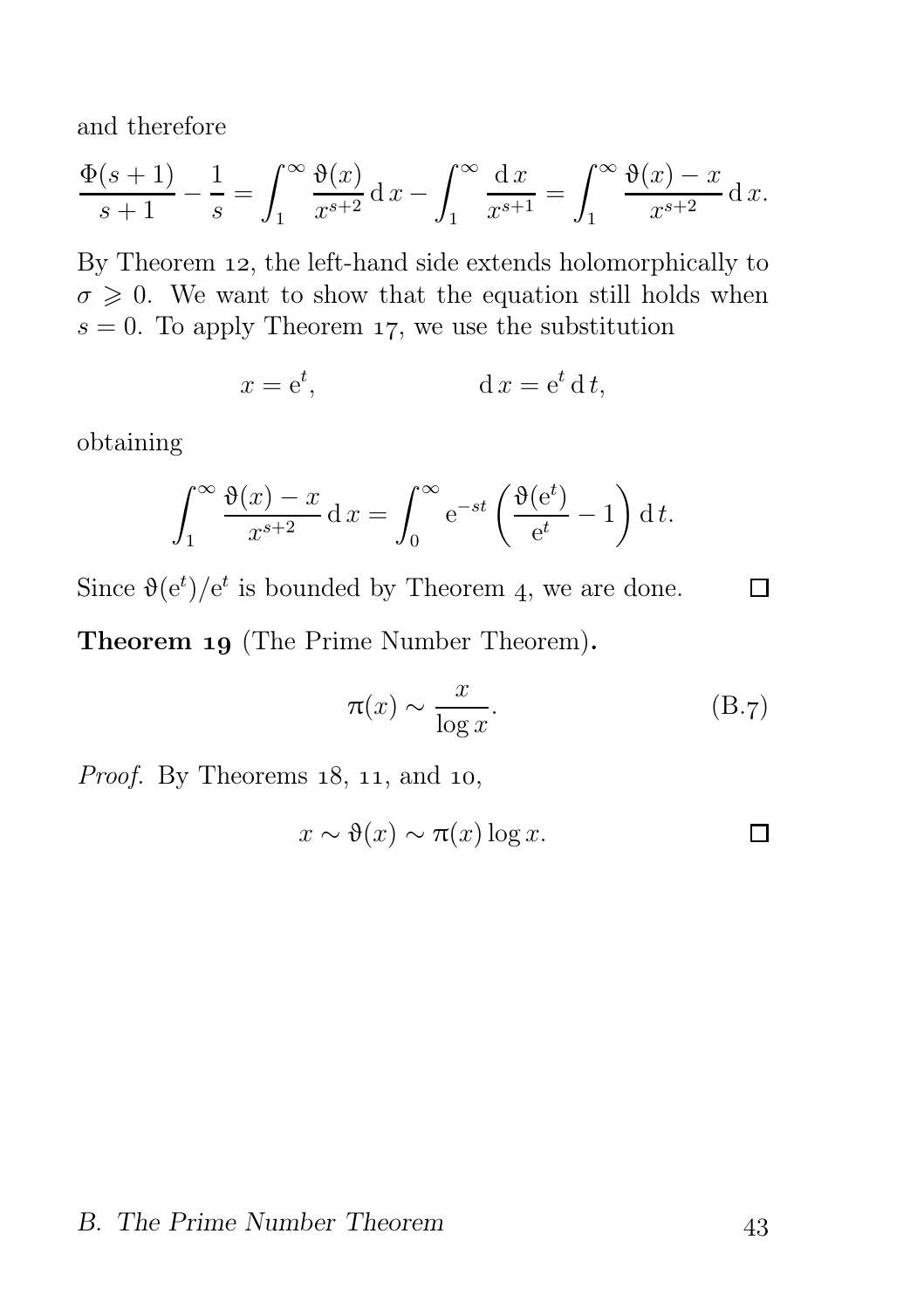and therefore

$$\frac{\Phi(s+1)}{s+1} - \frac{1}{s} = \int_1^\infty \frac{\vartheta(x)}{x^{s+2}}\,\mathrm{d}\,x - \int_1^\infty \frac{\mathrm{d}\,x}{x^{s+1}} = \int_1^\infty \frac{\vartheta(x) - x}{x^{s+2}}\,\mathrm{d}\,x.$$

By Theorem 12, the left-hand side extends holomorphically to $\sigma \geqslant 0$. We want to show that the equation still holds when $s = 0$. To apply Theorem 17, we use the substitution

$$x = \mathrm{e}^t, \qquad \mathrm{d}\,x = \mathrm{e}^t\,\mathrm{d}\,t,$$

obtaining

$$\int_1^\infty \frac{\vartheta(x) - x}{x^{s+2}}\,\mathrm{d}\,x = \int_0^\infty \mathrm{e}^{-st}\left(\frac{\vartheta(\mathrm{e}^t)}{\mathrm{e}^t} - 1\right)\mathrm{d}\,t.$$

Since $\vartheta(\mathrm{e}^t)/\mathrm{e}^t$ is bounded by Theorem 4, we are done. □

**Theorem 19** (The Prime Number Theorem)**.**

$$\pi(x) \sim \frac{x}{\log x}. \tag{B.7}$$

*Proof.* By Theorems 18, 11, and 10,

$$x \sim \vartheta(x) \sim \pi(x)\log x.$$

□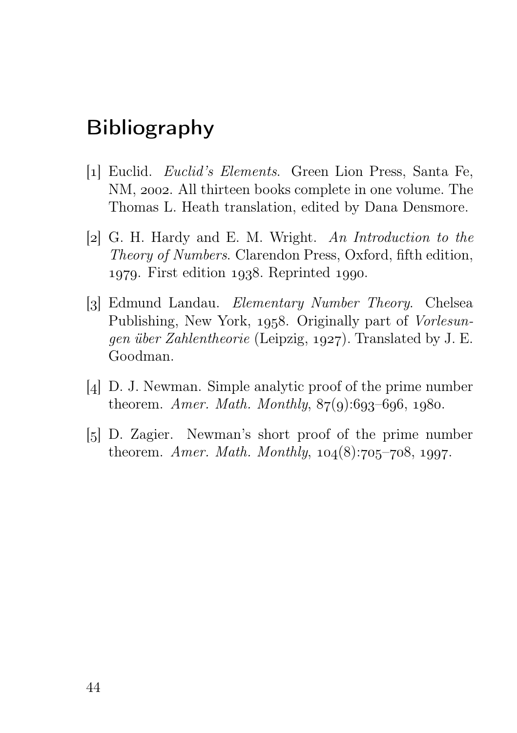# Bibliography

[1] Euclid. *Euclid's Elements*. Green Lion Press, Santa Fe, NM, 2002. All thirteen books complete in one volume. The Thomas L. Heath translation, edited by Dana Densmore.

[2] G. H. Hardy and E. M. Wright. *An Introduction to the Theory of Numbers*. Clarendon Press, Oxford, fifth edition, 1979. First edition 1938. Reprinted 1990.

[3] Edmund Landau. *Elementary Number Theory*. Chelsea Publishing, New York, 1958. Originally part of *Vorlesungen über Zahlentheorie* (Leipzig, 1927). Translated by J. E. Goodman.

[4] D. J. Newman. Simple analytic proof of the prime number theorem. *Amer. Math. Monthly*, 87(9):693–696, 1980.

[5] D. Zagier. Newman's short proof of the prime number theorem. *Amer. Math. Monthly*, 104(8):705–708, 1997.